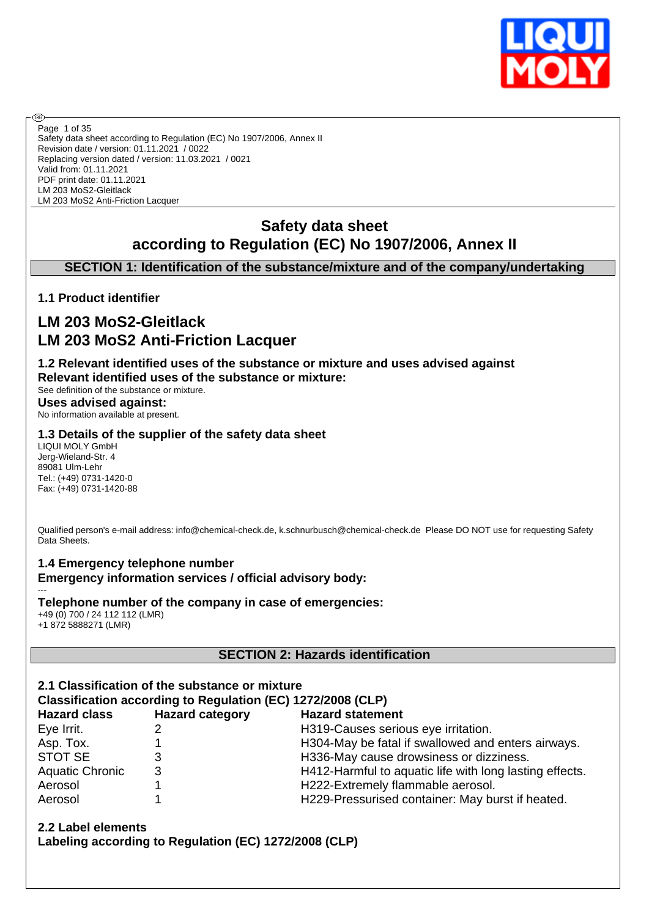Safety data sheet according to Regulation (EC) No 1907/2006, Annex II
Revision date / version: 01.11.2021 / 0022
Replacing version dated / version: 11.03.2021 / 0021
Valid from: 01.11.2021
PDF print date: 01.11.2021
LM 203 MoS2-Gleitlack
LM 203 MoS2 Anti-Friction Lacquer

# Safety data sheet according to Regulation (EC) No 1907/2006, Annex II

## SECTION 1: Identification of the substance/mixture and of the company/undertaking

### 1.1 Product identifier

## LM 203 MoS2-Gleitlack
## LM 203 MoS2 Anti-Friction Lacquer

### 1.2 Relevant identified uses of the substance or mixture and uses advised against

**Relevant identified uses of the substance or mixture:**

See definition of the substance or mixture.

**Uses advised against:**

No information available at present.

### 1.3 Details of the supplier of the safety data sheet

LIQUI MOLY GmbH
Jerg-Wieland-Str. 4
89081 Ulm-Lehr
Tel.: (+49) 0731-1420-0
Fax: (+49) 0731-1420-88

Qualified person's e-mail address: info@chemical-check.de, k.schnurbusch@chemical-check.de Please DO NOT use for requesting Safety Data Sheets.

### 1.4 Emergency telephone number

**Emergency information services / official advisory body:**

---

**Telephone number of the company in case of emergencies:**

+49 (0) 700 / 24 112 112 (LMR)
+1 872 5888271 (LMR)

## SECTION 2: Hazards identification

### 2.1 Classification of the substance or mixture

**Classification according to Regulation (EC) 1272/2008 (CLP)**

| Hazard class | Hazard category | Hazard statement |
|---|---|---|
| Eye Irrit. | 2 | H319-Causes serious eye irritation. |
| Asp. Tox. | 1 | H304-May be fatal if swallowed and enters airways. |
| STOT SE | 3 | H336-May cause drowsiness or dizziness. |
| Aquatic Chronic | 3 | H412-Harmful to aquatic life with long lasting effects. |
| Aerosol | 1 | H222-Extremely flammable aerosol. |
| Aerosol | 1 | H229-Pressurised container: May burst if heated. |

### 2.2 Label elements

**Labeling according to Regulation (EC) 1272/2008 (CLP)**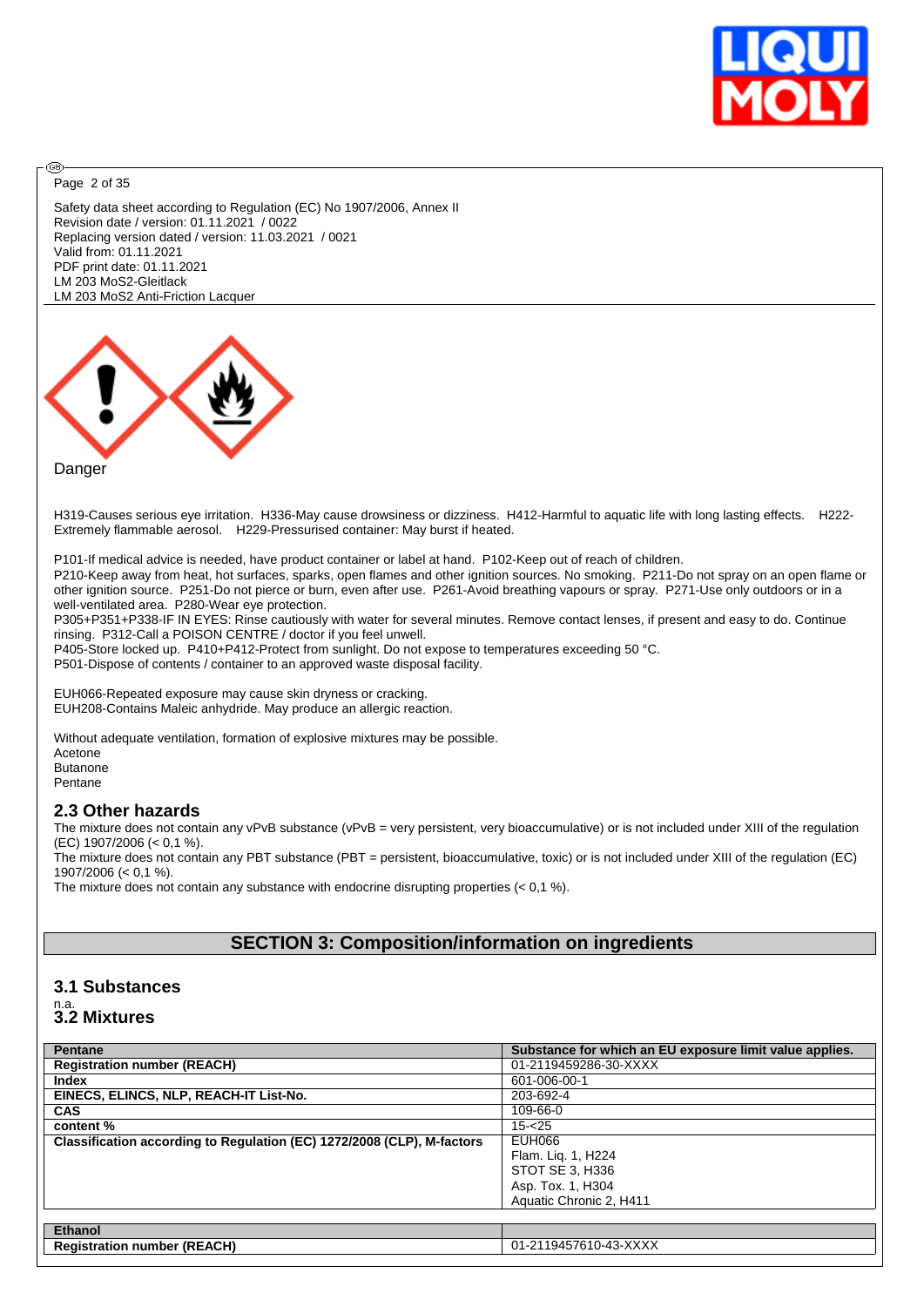Safety data sheet according to Regulation (EC) No 1907/2006, Annex II
Revision date / version: 01.11.2021 / 0022
Replacing version dated / version: 11.03.2021 / 0021
Valid from: 01.11.2021
PDF print date: 01.11.2021
LM 203 MoS2-Gleitlack
LM 203 MoS2 Anti-Friction Lacquer

Danger

H319-Causes serious eye irritation. H336-May cause drowsiness or dizziness. H412-Harmful to aquatic life with long lasting effects. H222-Extremely flammable aerosol. H229-Pressurised container: May burst if heated.

P101-If medical advice is needed, have product container or label at hand. P102-Keep out of reach of children.
P210-Keep away from heat, hot surfaces, sparks, open flames and other ignition sources. No smoking. P211-Do not spray on an open flame or other ignition source. P251-Do not pierce or burn, even after use. P261-Avoid breathing vapours or spray. P271-Use only outdoors or in a well-ventilated area. P280-Wear eye protection.
P305+P351+P338-IF IN EYES: Rinse cautiously with water for several minutes. Remove contact lenses, if present and easy to do. Continue rinsing. P312-Call a POISON CENTRE / doctor if you feel unwell.
P405-Store locked up. P410+P412-Protect from sunlight. Do not expose to temperatures exceeding 50 °C.
P501-Dispose of contents / container to an approved waste disposal facility.

EUH066-Repeated exposure may cause skin dryness or cracking.
EUH208-Contains Maleic anhydride. May produce an allergic reaction.

Without adequate ventilation, formation of explosive mixtures may be possible.
Acetone
Butanone
Pentane

## 2.3 Other hazards

The mixture does not contain any vPvB substance (vPvB = very persistent, very bioaccumulative) or is not included under XIII of the regulation (EC) 1907/2006 (< 0,1 %).
The mixture does not contain any PBT substance (PBT = persistent, bioaccumulative, toxic) or is not included under XIII of the regulation (EC) 1907/2006 (< 0,1 %).
The mixture does not contain any substance with endocrine disrupting properties (< 0,1 %).

# SECTION 3: Composition/information on ingredients

## 3.1 Substances

n.a.

## 3.2 Mixtures

| **Pentane** | **Substance for which an EU exposure limit value applies.** |
|---|---|
| **Registration number (REACH)** | 01-2119459286-30-XXXX |
| **Index** | 601-006-00-1 |
| **EINECS, ELINCS, NLP, REACH-IT List-No.** | 203-692-4 |
| **CAS** | 109-66-0 |
| **content %** | 15-<25 |
| **Classification according to Regulation (EC) 1272/2008 (CLP), M-factors** | EUH066<br>Flam. Liq. 1, H224<br>STOT SE 3, H336<br>Asp. Tox. 1, H304<br>Aquatic Chronic 2, H411 |

| **Ethanol** | |
|---|---|
| **Registration number (REACH)** | 01-2119457610-43-XXXX |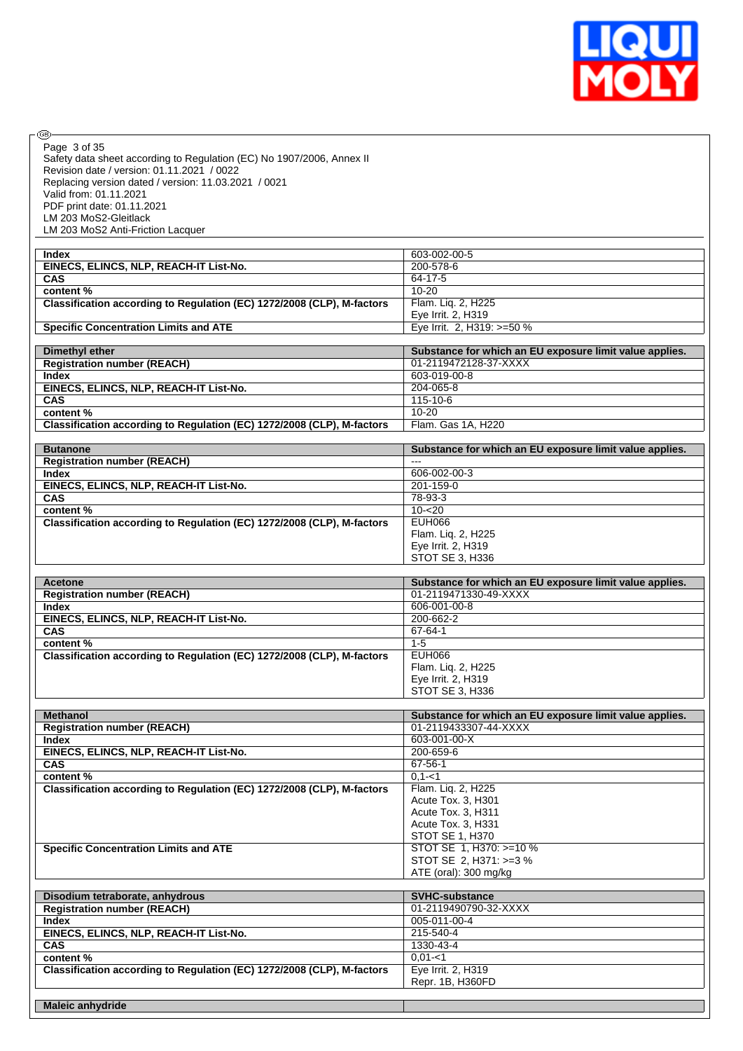| Index | 603-002-00-5 |
|---|---|
| EINECS, ELINCS, NLP, REACH-IT List-No. | 200-578-6 |
| CAS | 64-17-5 |
| content % | 10-20 |
| Classification according to Regulation (EC) 1272/2008 (CLP), M-factors | Flam. Liq. 2, H225<br>Eye Irrit. 2, H319 |
| Specific Concentration Limits and ATE | Eye Irrit. 2, H319: >=50 % |

| Dimethyl ether | Substance for which an EU exposure limit value applies. |
|---|---|
| Registration number (REACH) | 01-2119472128-37-XXXX |
| Index | 603-019-00-8 |
| EINECS, ELINCS, NLP, REACH-IT List-No. | 204-065-8 |
| CAS | 115-10-6 |
| content % | 10-20 |
| Classification according to Regulation (EC) 1272/2008 (CLP), M-factors | Flam. Gas 1A, H220 |

| Butanone | Substance for which an EU exposure limit value applies. |
|---|---|
| Registration number (REACH) | --- |
| Index | 606-002-00-3 |
| EINECS, ELINCS, NLP, REACH-IT List-No. | 201-159-0 |
| CAS | 78-93-3 |
| content % | 10-<20 |
| Classification according to Regulation (EC) 1272/2008 (CLP), M-factors | EUH066<br>Flam. Liq. 2, H225<br>Eye Irrit. 2, H319<br>STOT SE 3, H336 |

| Acetone | Substance for which an EU exposure limit value applies. |
|---|---|
| Registration number (REACH) | 01-2119471330-49-XXXX |
| Index | 606-001-00-8 |
| EINECS, ELINCS, NLP, REACH-IT List-No. | 200-662-2 |
| CAS | 67-64-1 |
| content % | 1-5 |
| Classification according to Regulation (EC) 1272/2008 (CLP), M-factors | EUH066<br>Flam. Liq. 2, H225<br>Eye Irrit. 2, H319<br>STOT SE 3, H336 |

| Methanol | Substance for which an EU exposure limit value applies. |
|---|---|
| Registration number (REACH) | 01-2119433307-44-XXXX |
| Index | 603-001-00-X |
| EINECS, ELINCS, NLP, REACH-IT List-No. | 200-659-6 |
| CAS | 67-56-1 |
| content % | 0,1-<1 |
| Classification according to Regulation (EC) 1272/2008 (CLP), M-factors | Flam. Liq. 2, H225<br>Acute Tox. 3, H301<br>Acute Tox. 3, H311<br>Acute Tox. 3, H331<br>STOT SE 1, H370 |
| Specific Concentration Limits and ATE | STOT SE 1, H370: >=10 %<br>STOT SE 2, H371: >=3 %<br>ATE (oral): 300 mg/kg |

| Disodium tetraborate, anhydrous | SVHC-substance |
|---|---|
| Registration number (REACH) | 01-2119490790-32-XXXX |
| Index | 005-011-00-4 |
| EINECS, ELINCS, NLP, REACH-IT List-No. | 215-540-4 |
| CAS | 1330-43-4 |
| content % | 0,01-<1 |
| Classification according to Regulation (EC) 1272/2008 (CLP), M-factors | Eye Irrit. 2, H319<br>Repr. 1B, H360FD |

| Maleic anhydride | |
|---|---|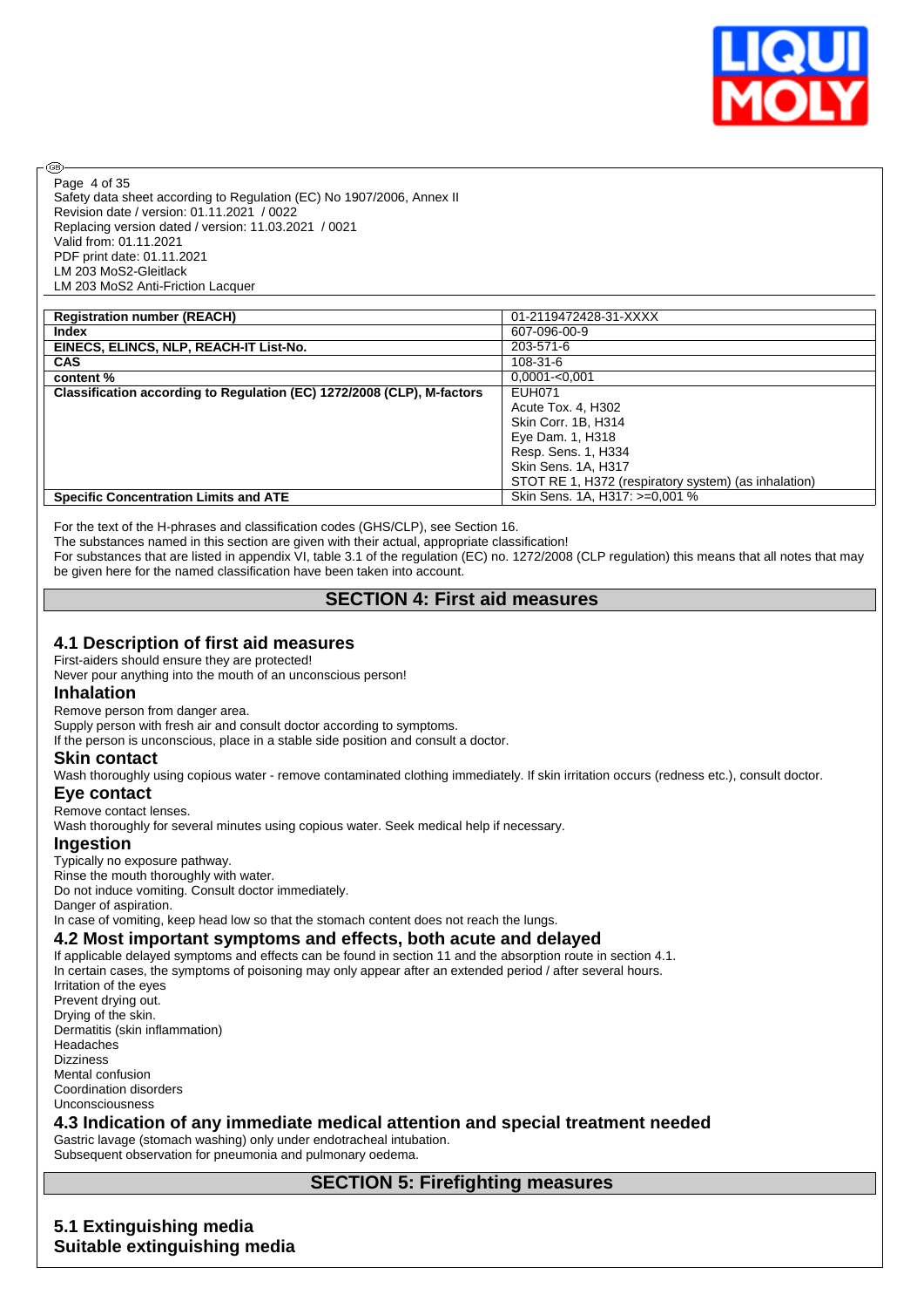| Registration number (REACH) | 01-2119472428-31-XXXX |
| --- | --- |
| Index | 607-096-00-9 |
| EINECS, ELINCS, NLP, REACH-IT List-No. | 203-571-6 |
| CAS | 108-31-6 |
| content % | 0,0001-<0,001 |
| Classification according to Regulation (EC) 1272/2008 (CLP), M-factors | EUH071<br>Acute Tox. 4, H302<br>Skin Corr. 1B, H314<br>Eye Dam. 1, H318<br>Resp. Sens. 1, H334<br>Skin Sens. 1A, H317<br>STOT RE 1, H372 (respiratory system) (as inhalation) |
| Specific Concentration Limits and ATE | Skin Sens. 1A, H317: >=0,001 % |

For the text of the H-phrases and classification codes (GHS/CLP), see Section 16.
The substances named in this section are given with their actual, appropriate classification!
For substances that are listed in appendix VI, table 3.1 of the regulation (EC) no. 1272/2008 (CLP regulation) this means that all notes that may be given here for the named classification have been taken into account.

## SECTION 4: First aid measures

### 4.1 Description of first aid measures

First-aiders should ensure they are protected!
Never pour anything into the mouth of an unconscious person!

#### Inhalation

Remove person from danger area.
Supply person with fresh air and consult doctor according to symptoms.
If the person is unconscious, place in a stable side position and consult a doctor.

#### Skin contact

Wash thoroughly using copious water - remove contaminated clothing immediately. If skin irritation occurs (redness etc.), consult doctor.

#### Eye contact

Remove contact lenses.
Wash thoroughly for several minutes using copious water. Seek medical help if necessary.

#### Ingestion

Typically no exposure pathway.
Rinse the mouth thoroughly with water.
Do not induce vomiting. Consult doctor immediately.
Danger of aspiration.
In case of vomiting, keep head low so that the stomach content does not reach the lungs.

### 4.2 Most important symptoms and effects, both acute and delayed

If applicable delayed symptoms and effects can be found in section 11 and the absorption route in section 4.1.
In certain cases, the symptoms of poisoning may only appear after an extended period / after several hours.
Irritation of the eyes
Prevent drying out.
Drying of the skin.
Dermatitis (skin inflammation)
Headaches
Dizziness
Mental confusion
Coordination disorders
Unconsciousness

### 4.3 Indication of any immediate medical attention and special treatment needed

Gastric lavage (stomach washing) only under endotracheal intubation.
Subsequent observation for pneumonia and pulmonary oedema.

## SECTION 5: Firefighting measures

### 5.1 Extinguishing media

### Suitable extinguishing media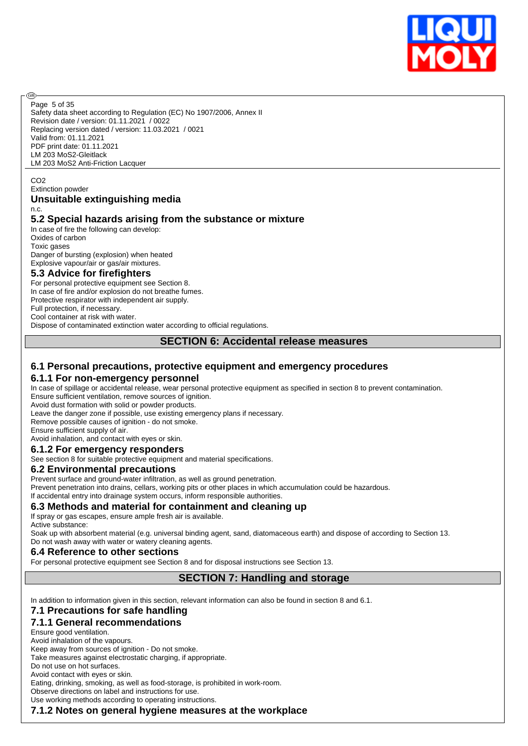$CO_2$
Extinction powder

### Unsuitable extinguishing media

n.c.

### 5.2 Special hazards arising from the substance or mixture

In case of fire the following can develop:
Oxides of carbon
Toxic gases
Danger of bursting (explosion) when heated
Explosive vapour/air or gas/air mixtures.

### 5.3 Advice for firefighters

For personal protective equipment see Section 8.
In case of fire and/or explosion do not breathe fumes.
Protective respirator with independent air supply.
Full protection, if necessary.
Cool container at risk with water.
Dispose of contaminated extinction water according to official regulations.

## SECTION 6: Accidental release measures

### 6.1 Personal precautions, protective equipment and emergency procedures

### 6.1.1 For non-emergency personnel

In case of spillage or accidental release, wear personal protective equipment as specified in section 8 to prevent contamination.
Ensure sufficient ventilation, remove sources of ignition.
Avoid dust formation with solid or powder products.
Leave the danger zone if possible, use existing emergency plans if necessary.
Remove possible causes of ignition - do not smoke.
Ensure sufficient supply of air.
Avoid inhalation, and contact with eyes or skin.

### 6.1.2 For emergency responders

See section 8 for suitable protective equipment and material specifications.

### 6.2 Environmental precautions

Prevent surface and ground-water infiltration, as well as ground penetration.
Prevent penetration into drains, cellars, working pits or other places in which accumulation could be hazardous.
If accidental entry into drainage system occurs, inform responsible authorities.

### 6.3 Methods and material for containment and cleaning up

If spray or gas escapes, ensure ample fresh air is available.
Active substance:
Soak up with absorbent material (e.g. universal binding agent, sand, diatomaceous earth) and dispose of according to Section 13.
Do not wash away with water or watery cleaning agents.

### 6.4 Reference to other sections

For personal protective equipment see Section 8 and for disposal instructions see Section 13.

## SECTION 7: Handling and storage

In addition to information given in this section, relevant information can also be found in section 8 and 6.1.

### 7.1 Precautions for safe handling

### 7.1.1 General recommendations

Ensure good ventilation.
Avoid inhalation of the vapours.
Keep away from sources of ignition - Do not smoke.
Take measures against electrostatic charging, if appropriate.
Do not use on hot surfaces.
Avoid contact with eyes or skin.
Eating, drinking, smoking, as well as food-storage, is prohibited in work-room.
Observe directions on label and instructions for use.
Use working methods according to operating instructions.

### 7.1.2 Notes on general hygiene measures at the workplace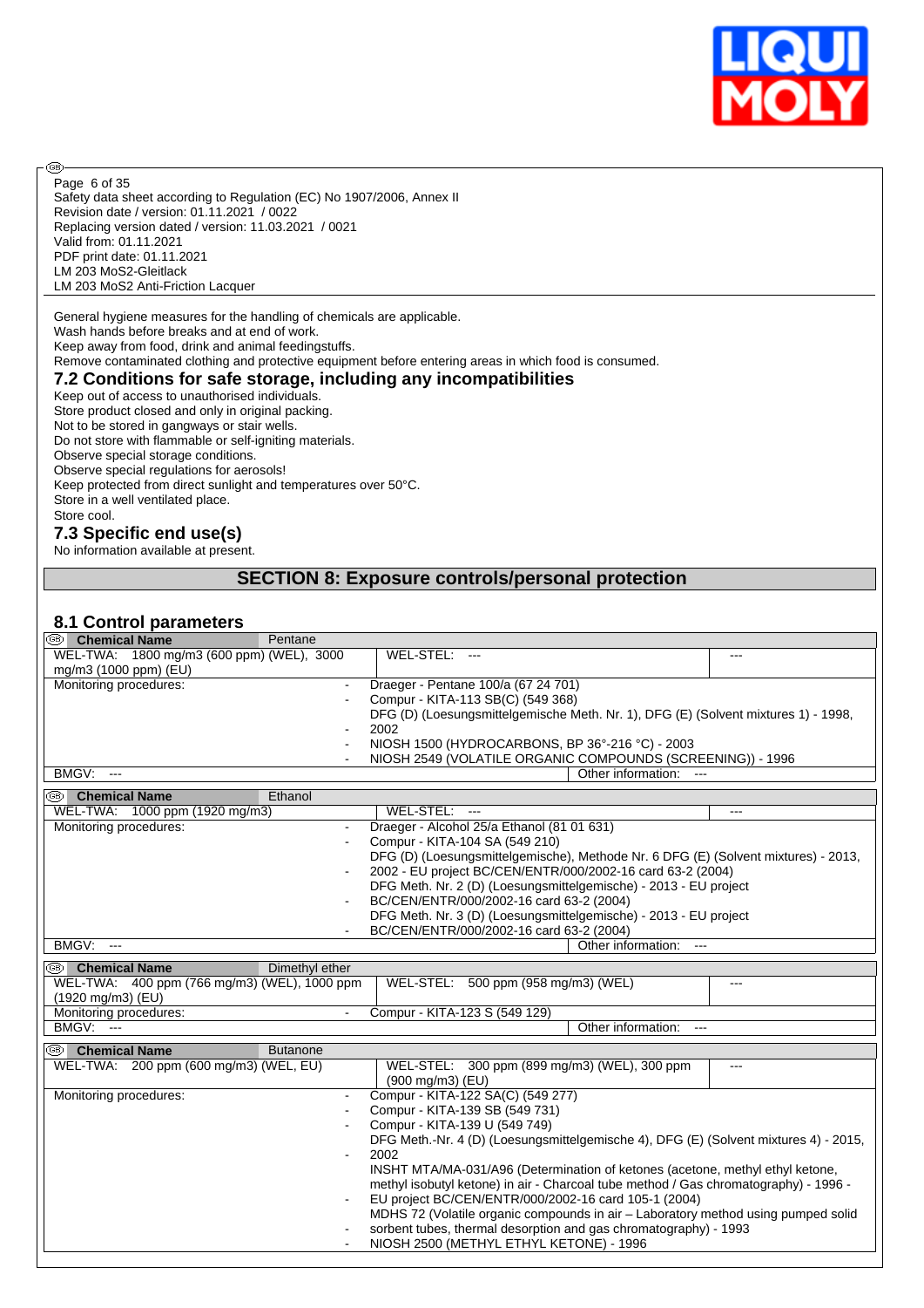General hygiene measures for the handling of chemicals are applicable.
Wash hands before breaks and at end of work.
Keep away from food, drink and animal feedingstuffs.
Remove contaminated clothing and protective equipment before entering areas in which food is consumed.

### 7.2 Conditions for safe storage, including any incompatibilities

Keep out of access to unauthorised individuals.
Store product closed and only in original packing.
Not to be stored in gangways or stair wells.
Do not store with flammable or self-igniting materials.
Observe special storage conditions.
Observe special regulations for aerosols!
Keep protected from direct sunlight and temperatures over 50°C.
Store in a well ventilated place.
Store cool.

### 7.3 Specific end use(s)

No information available at present.

## SECTION 8: Exposure controls/personal protection

### 8.1 Control parameters

| Chemical Name | Pentane | |
|---|---|---|
| WEL-TWA: 1800 mg/m3 (600 ppm) (WEL), 3000 mg/m3 (1000 ppm) (EU) | WEL-STEL: --- | --- |
| Monitoring procedures: | - Draeger - Pentane 100/a (67 24 701)<br>- Compur - KITA-113 SB(C) (549 368)<br>- DFG (D) (Loesungsmittelgemische Meth. Nr. 1), DFG (E) (Solvent mixtures 1) - 1998, 2002<br>- NIOSH 1500 (HYDROCARBONS, BP 36°-216 °C) - 2003<br>- NIOSH 2549 (VOLATILE ORGANIC COMPOUNDS (SCREENING)) - 1996 | |
| BMGV: --- | Other information: --- | |

| Chemical Name | Ethanol | |
|---|---|---|
| WEL-TWA: 1000 ppm (1920 mg/m3) | WEL-STEL: --- | --- |
| Monitoring procedures: | - Draeger - Alcohol 25/a Ethanol (81 01 631)<br>- Compur - KITA-104 SA (549 210)<br>- DFG (D) (Loesungsmittelgemische), Methode Nr. 6 DFG (E) (Solvent mixtures) - 2013, 2002 - EU project BC/CEN/ENTR/000/2002-16 card 63-2 (2004)<br>- DFG Meth. Nr. 2 (D) (Loesungsmittelgemische) - 2013 - EU project BC/CEN/ENTR/000/2002-16 card 63-2 (2004)<br>- DFG Meth. Nr. 3 (D) (Loesungsmittelgemische) - 2013 - EU project BC/CEN/ENTR/000/2002-16 card 63-2 (2004) | |
| BMGV: --- | Other information: --- | |

| Chemical Name | Dimethyl ether | |
|---|---|---|
| WEL-TWA: 400 ppm (766 mg/m3) (WEL), 1000 ppm (1920 mg/m3) (EU) | WEL-STEL: 500 ppm (958 mg/m3) (WEL) | --- |
| Monitoring procedures: | - Compur - KITA-123 S (549 129) | |
| BMGV: --- | Other information: --- | |

| Chemical Name | Butanone | |
|---|---|---|
| WEL-TWA: 200 ppm (600 mg/m3) (WEL, EU) | WEL-STEL: 300 ppm (899 mg/m3) (WEL), 300 ppm (900 mg/m3) (EU) | --- |
| Monitoring procedures: | - Compur - KITA-122 SA(C) (549 277)<br>- Compur - KITA-139 SB (549 731)<br>- Compur - KITA-139 U (549 749)<br>- DFG Meth.-Nr. 4 (D) (Loesungsmittelgemische 4), DFG (E) (Solvent mixtures 4) - 2015, 2002<br>- INSHT MTA/MA-031/A96 (Determination of ketones (acetone, methyl ethyl ketone, methyl isobutyl ketone) in air - Charcoal tube method / Gas chromatography) - 1996 - EU project BC/CEN/ENTR/000/2002-16 card 105-1 (2004)<br>- MDHS 72 (Volatile organic compounds in air – Laboratory method using pumped solid sorbent tubes, thermal desorption and gas chromatography) - 1993<br>- NIOSH 2500 (METHYL ETHYL KETONE) - 1996 | |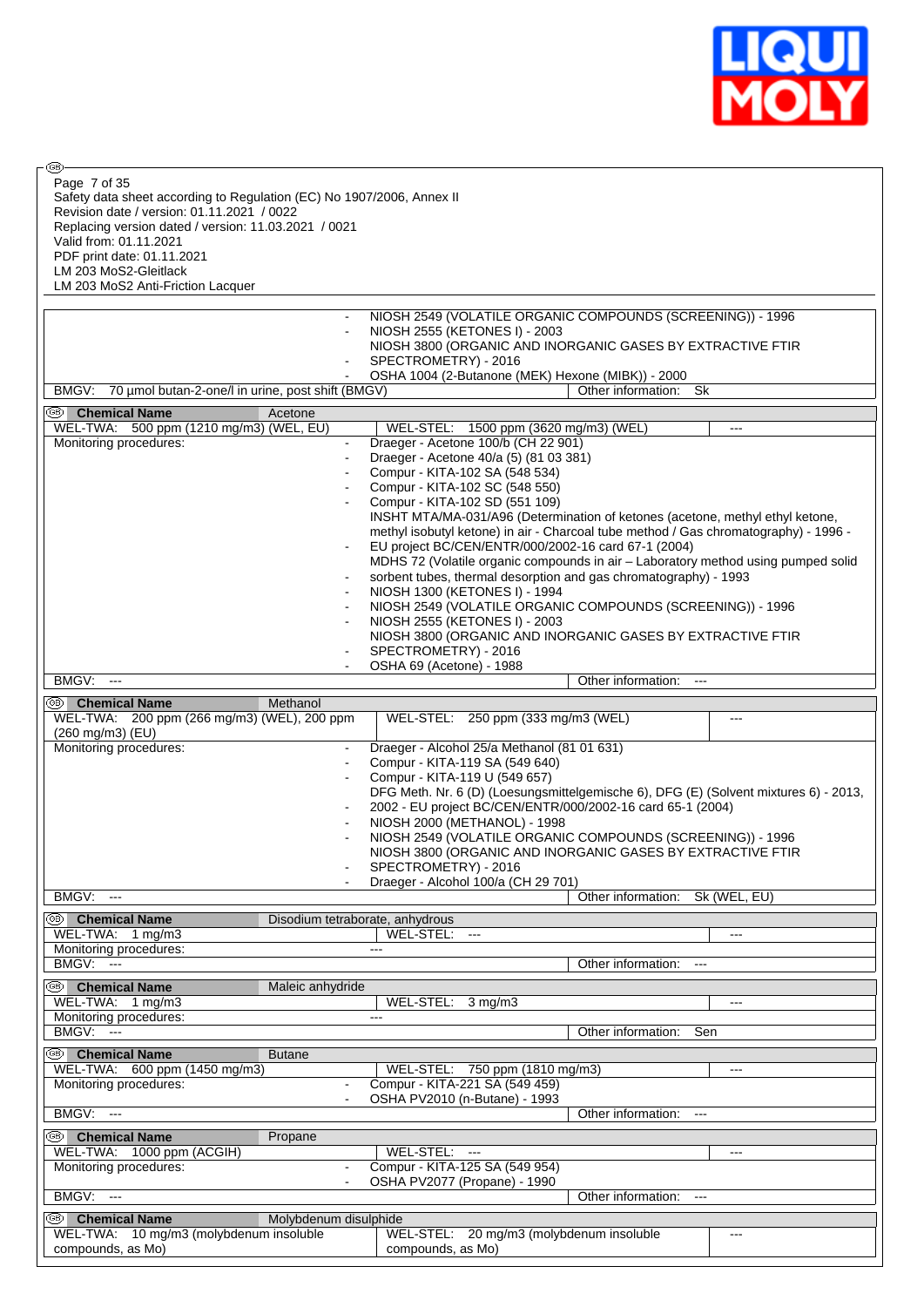Safety data sheet according to Regulation (EC) No 1907/2006, Annex II
Revision date / version: 01.11.2021 / 0022
Replacing version dated / version: 11.03.2021 / 0021
Valid from: 01.11.2021
PDF print date: 01.11.2021
LM 203 MoS2-Gleitlack
LM 203 MoS2 Anti-Friction Lacquer

| | |
|---|---|
| | - NIOSH 2549 (VOLATILE ORGANIC COMPOUNDS (SCREENING)) - 1996<br>- NIOSH 2555 (KETONES I) - 2003<br>- NIOSH 3800 (ORGANIC AND INORGANIC GASES BY EXTRACTIVE FTIR SPECTROMETRY) - 2016<br>- OSHA 1004 (2-Butanone (MEK) Hexone (MIBK)) - 2000 |
| BMGV: 70 µmol butan-2-one/l in urine, post shift (BMGV) | Other information: Sk |

| Chemical Name | Acetone | |
|---|---|---|
| WEL-TWA: 500 ppm (1210 mg/m3) (WEL, EU) | WEL-STEL: 1500 ppm (3620 mg/m3) (WEL) | --- |
| Monitoring procedures: | - Draeger - Acetone 100/b (CH 22 901)<br>- Draeger - Acetone 40/a (5) (81 03 381)<br>- Compur - KITA-102 SA (548 534)<br>- Compur - KITA-102 SC (548 550)<br>- Compur - KITA-102 SD (551 109)<br>- INSHT MTA/MA-031/A96 (Determination of ketones (acetone, methyl ethyl ketone, methyl isobutyl ketone) in air - Charcoal tube method / Gas chromatography) - 1996<br>- EU project BC/CEN/ENTR/000/2002-16 card 67-1 (2004)<br>- MDHS 72 (Volatile organic compounds in air – Laboratory method using pumped solid sorbent tubes, thermal desorption and gas chromatography) - 1993<br>- NIOSH 1300 (KETONES I) - 1994<br>- NIOSH 2549 (VOLATILE ORGANIC COMPOUNDS (SCREENING)) - 1996<br>- NIOSH 2555 (KETONES I) - 2003<br>- NIOSH 3800 (ORGANIC AND INORGANIC GASES BY EXTRACTIVE FTIR SPECTROMETRY) - 2016<br>- OSHA 69 (Acetone) - 1988 | |
| BMGV: --- | Other information: --- | |

| Chemical Name | Methanol | |
|---|---|---|
| WEL-TWA: 200 ppm (266 mg/m3) (WEL), 200 ppm (260 mg/m3) (EU) | WEL-STEL: 250 ppm (333 mg/m3 (WEL) | --- |
| Monitoring procedures: | - Draeger - Alcohol 25/a Methanol (81 01 631)<br>- Compur - KITA-119 SA (549 640)<br>- Compur - KITA-119 U (549 657)<br>- DFG Meth. Nr. 6 (D) (Loesungsmittelgemische 6), DFG (E) (Solvent mixtures 6) - 2013, 2002<br>- EU project BC/CEN/ENTR/000/2002-16 card 65-1 (2004)<br>- NIOSH 2000 (METHANOL) - 1998<br>- NIOSH 2549 (VOLATILE ORGANIC COMPOUNDS (SCREENING)) - 1996<br>- NIOSH 3800 (ORGANIC AND INORGANIC GASES BY EXTRACTIVE FTIR SPECTROMETRY) - 2016<br>- Draeger - Alcohol 100/a (CH 29 701) | |
| BMGV: --- | Other information: Sk (WEL, EU) | |

| Chemical Name | Disodium tetraborate, anhydrous | |
|---|---|---|
| WEL-TWA: 1 mg/m3 | WEL-STEL: --- | --- |
| Monitoring procedures: | --- | |
| BMGV: --- | Other information: --- | |

| Chemical Name | Maleic anhydride | |
|---|---|---|
| WEL-TWA: 1 mg/m3 | WEL-STEL: 3 mg/m3 | --- |
| Monitoring procedures: | --- | |
| BMGV: --- | Other information: Sen | |

| Chemical Name | Butane | |
|---|---|---|
| WEL-TWA: 600 ppm (1450 mg/m3) | WEL-STEL: 750 ppm (1810 mg/m3) | --- |
| Monitoring procedures: | - Compur - KITA-221 SA (549 459)<br>- OSHA PV2010 (n-Butane) - 1993 | |
| BMGV: --- | Other information: --- | |

| Chemical Name | Propane | |
|---|---|---|
| WEL-TWA: 1000 ppm (ACGIH) | WEL-STEL: --- | --- |
| Monitoring procedures: | - Compur - KITA-125 SA (549 954)<br>- OSHA PV2077 (Propane) - 1990 | |
| BMGV: --- | Other information: --- | |

| Chemical Name | Molybdenum disulphide | |
|---|---|---|
| WEL-TWA: 10 mg/m3 (molybdenum insoluble compounds, as Mo) | WEL-STEL: 20 mg/m3 (molybdenum insoluble compounds, as Mo) | --- |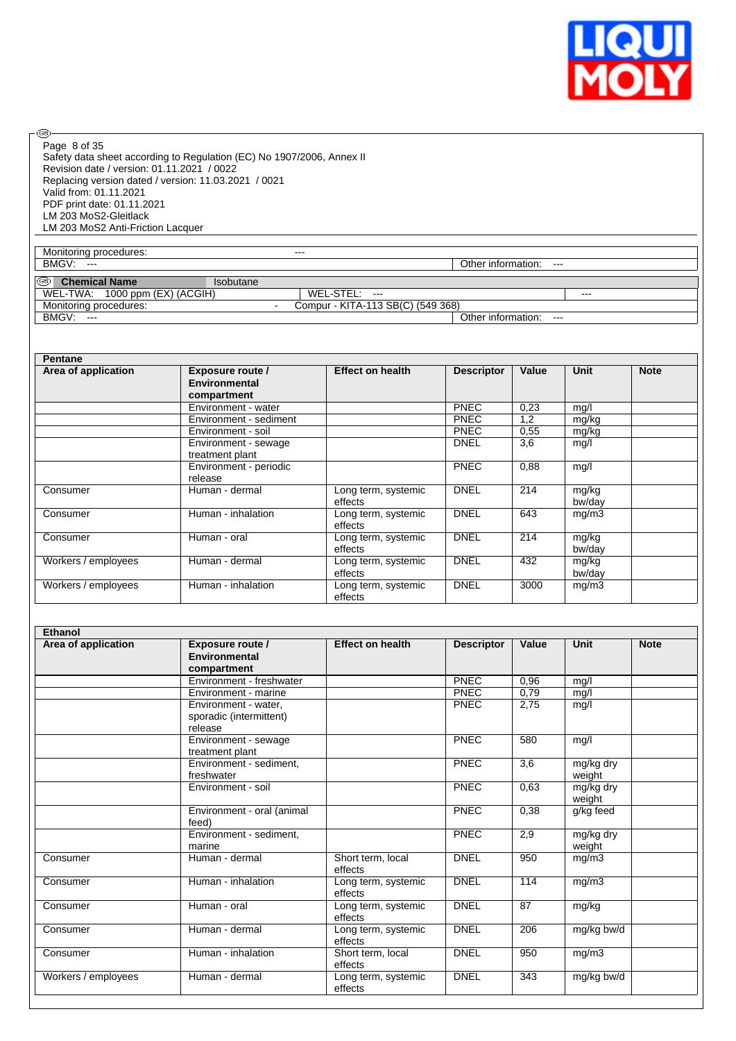| Monitoring procedures: | --- | | |
|---|---|---|---|
| BMGV: --- | | Other information: --- | |

| Chemical Name | Isobutane | | |
|---|---|---|---|
| WEL-TWA: 1000 ppm (EX) (ACGIH) | WEL-STEL: --- | | --- |
| Monitoring procedures: | - Compur - KITA-113 SB(C) (549 368) | | |
| BMGV: --- | | Other information: --- | |

| Pentane | | | | | | |
|---|---|---|---|---|---|---|
| **Area of application** | **Exposure route / Environmental compartment** | **Effect on health** | **Descriptor** | **Value** | **Unit** | **Note** |
| | Environment - water | | PNEC | 0,23 | mg/l | |
| | Environment - sediment | | PNEC | 1,2 | mg/kg | |
| | Environment - soil | | PNEC | 0,55 | mg/kg | |
| | Environment - sewage treatment plant | | DNEL | 3,6 | mg/l | |
| | Environment - periodic release | | PNEC | 0,88 | mg/l | |
| Consumer | Human - dermal | Long term, systemic effects | DNEL | 214 | mg/kg bw/day | |
| Consumer | Human - inhalation | Long term, systemic effects | DNEL | 643 | mg/m3 | |
| Consumer | Human - oral | Long term, systemic effects | DNEL | 214 | mg/kg bw/day | |
| Workers / employees | Human - dermal | Long term, systemic effects | DNEL | 432 | mg/kg bw/day | |
| Workers / employees | Human - inhalation | Long term, systemic effects | DNEL | 3000 | mg/m3 | |

| Ethanol | | | | | | |
|---|---|---|---|---|---|---|
| **Area of application** | **Exposure route / Environmental compartment** | **Effect on health** | **Descriptor** | **Value** | **Unit** | **Note** |
| | Environment - freshwater | | PNEC | 0,96 | mg/l | |
| | Environment - marine | | PNEC | 0,79 | mg/l | |
| | Environment - water, sporadic (intermittent) release | | PNEC | 2,75 | mg/l | |
| | Environment - sewage treatment plant | | PNEC | 580 | mg/l | |
| | Environment - sediment, freshwater | | PNEC | 3,6 | mg/kg dry weight | |
| | Environment - soil | | PNEC | 0,63 | mg/kg dry weight | |
| | Environment - oral (animal feed) | | PNEC | 0,38 | g/kg feed | |
| | Environment - sediment, marine | | PNEC | 2,9 | mg/kg dry weight | |
| Consumer | Human - dermal | Short term, local effects | DNEL | 950 | mg/m3 | |
| Consumer | Human - inhalation | Long term, systemic effects | DNEL | 114 | mg/m3 | |
| Consumer | Human - oral | Long term, systemic effects | DNEL | 87 | mg/kg | |
| Consumer | Human - dermal | Long term, systemic effects | DNEL | 206 | mg/kg bw/d | |
| Consumer | Human - inhalation | Short term, local effects | DNEL | 950 | mg/m3 | |
| Workers / employees | Human - dermal | Long term, systemic effects | DNEL | 343 | mg/kg bw/d | |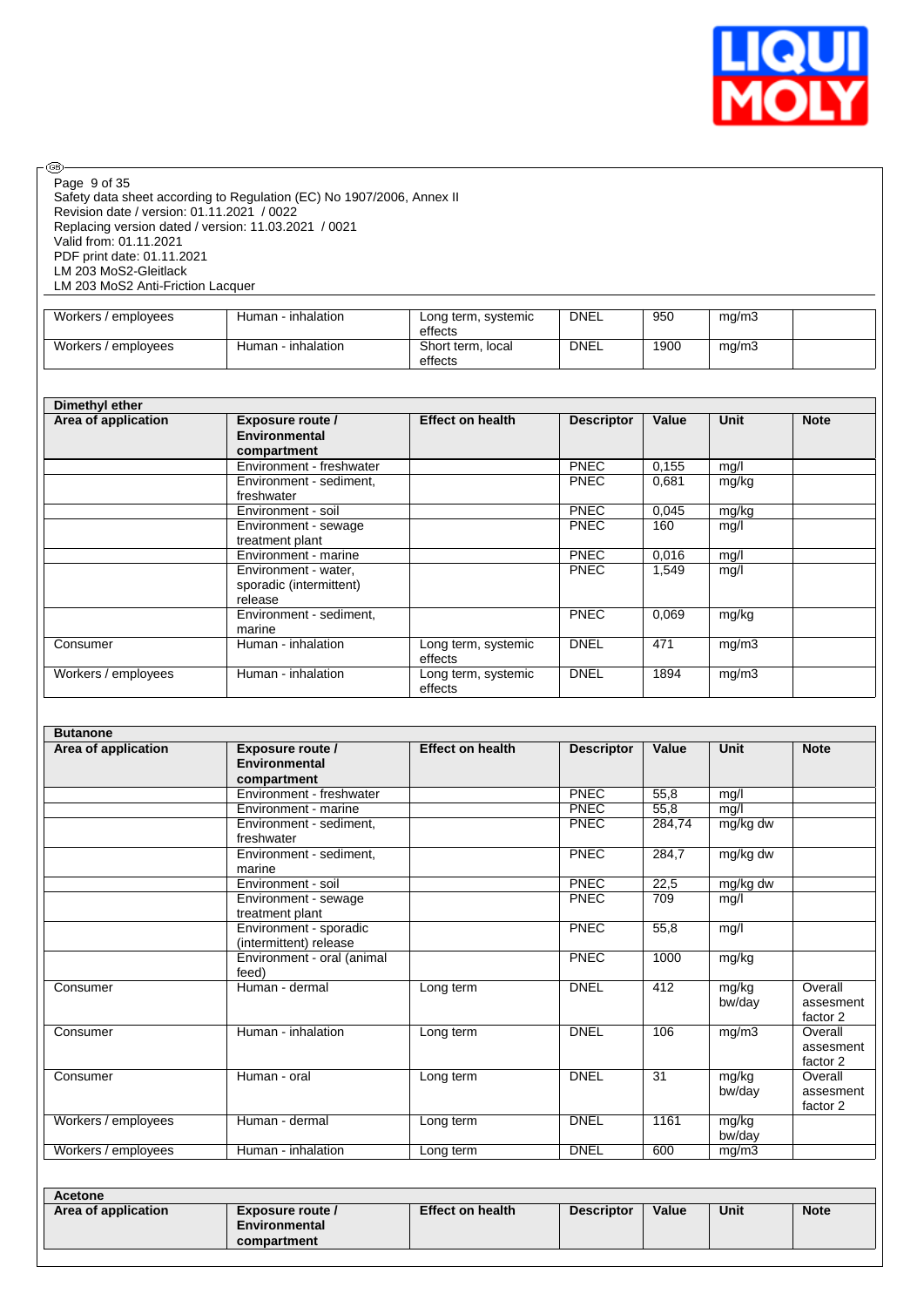| | | | | | | |
|---|---|---|---|---|---|---|
| Workers / employees | Human - inhalation | Long term, systemic effects | DNEL | 950 | mg/m3 | |
| Workers / employees | Human - inhalation | Short term, local effects | DNEL | 1900 | mg/m3 | |

| Dimethyl ether | | | | | | |
|---|---|---|---|---|---|---|
| **Area of application** | **Exposure route / Environmental compartment** | **Effect on health** | **Descriptor** | **Value** | **Unit** | **Note** |
| | Environment - freshwater | | PNEC | 0,155 | mg/l | |
| | Environment - sediment, freshwater | | PNEC | 0,681 | mg/kg | |
| | Environment - soil | | PNEC | 0,045 | mg/kg | |
| | Environment - sewage treatment plant | | PNEC | 160 | mg/l | |
| | Environment - marine | | PNEC | 0,016 | mg/l | |
| | Environment - water, sporadic (intermittent) release | | PNEC | 1,549 | mg/l | |
| | Environment - sediment, marine | | PNEC | 0,069 | mg/kg | |
| Consumer | Human - inhalation | Long term, systemic effects | DNEL | 471 | mg/m3 | |
| Workers / employees | Human - inhalation | Long term, systemic effects | DNEL | 1894 | mg/m3 | |

| Butanone | | | | | | |
|---|---|---|---|---|---|---|
| **Area of application** | **Exposure route / Environmental compartment** | **Effect on health** | **Descriptor** | **Value** | **Unit** | **Note** |
| | Environment - freshwater | | PNEC | 55,8 | mg/l | |
| | Environment - marine | | PNEC | 55,8 | mg/l | |
| | Environment - sediment, freshwater | | PNEC | 284,74 | mg/kg dw | |
| | Environment - sediment, marine | | PNEC | 284,7 | mg/kg dw | |
| | Environment - soil | | PNEC | 22,5 | mg/kg dw | |
| | Environment - sewage treatment plant | | PNEC | 709 | mg/l | |
| | Environment - sporadic (intermittent) release | | PNEC | 55,8 | mg/l | |
| | Environment - oral (animal feed) | | PNEC | 1000 | mg/kg | |
| Consumer | Human - dermal | Long term | DNEL | 412 | mg/kg bw/day | Overall assesment factor 2 |
| Consumer | Human - inhalation | Long term | DNEL | 106 | mg/m3 | Overall assesment factor 2 |
| Consumer | Human - oral | Long term | DNEL | 31 | mg/kg bw/day | Overall assesment factor 2 |
| Workers / employees | Human - dermal | Long term | DNEL | 1161 | mg/kg bw/day | |
| Workers / employees | Human - inhalation | Long term | DNEL | 600 | mg/m3 | |

| Acetone | | | | | | |
|---|---|---|---|---|---|---|
| **Area of application** | **Exposure route / Environmental compartment** | **Effect on health** | **Descriptor** | **Value** | **Unit** | **Note** |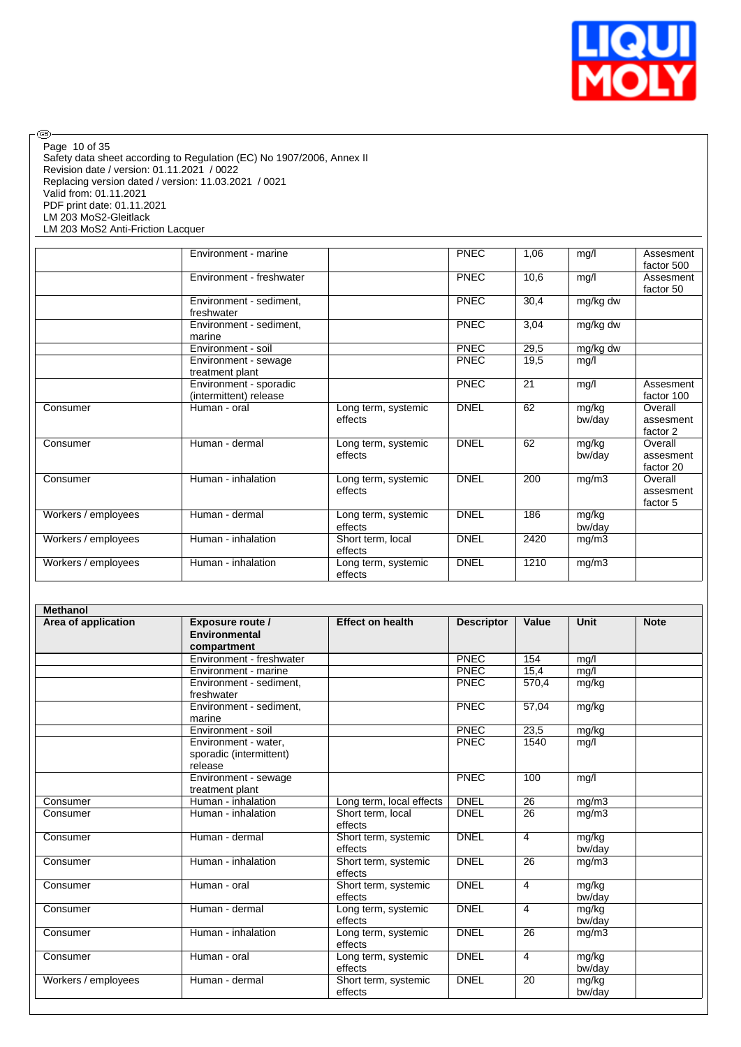| | Environment - marine | | PNEC | 1,06 | mg/l | Assesment factor 500 |
|---|---|---|---|---|---|---|
| | Environment - freshwater | | PNEC | 10,6 | mg/l | Assesment factor 50 |
| | Environment - sediment, freshwater | | PNEC | 30,4 | mg/kg dw | |
| | Environment - sediment, marine | | PNEC | 3,04 | mg/kg dw | |
| | Environment - soil | | PNEC | 29,5 | mg/kg dw | |
| | Environment - sewage treatment plant | | PNEC | 19,5 | mg/l | |
| | Environment - sporadic (intermittent) release | | PNEC | 21 | mg/l | Assesment factor 100 |
| Consumer | Human - oral | Long term, systemic effects | DNEL | 62 | mg/kg bw/day | Overall assesment factor 2 |
| Consumer | Human - dermal | Long term, systemic effects | DNEL | 62 | mg/kg bw/day | Overall assesment factor 20 |
| Consumer | Human - inhalation | Long term, systemic effects | DNEL | 200 | mg/m3 | Overall assesment factor 5 |
| Workers / employees | Human - dermal | Long term, systemic effects | DNEL | 186 | mg/kg bw/day | |
| Workers / employees | Human - inhalation | Short term, local effects | DNEL | 2420 | mg/m3 | |
| Workers / employees | Human - inhalation | Long term, systemic effects | DNEL | 1210 | mg/m3 | |

**Methanol**

| Area of application | Exposure route / Environmental compartment | Effect on health | Descriptor | Value | Unit | Note |
|---|---|---|---|---|---|---|
| | Environment - freshwater | | PNEC | 154 | mg/l | |
| | Environment - marine | | PNEC | 15,4 | mg/l | |
| | Environment - sediment, freshwater | | PNEC | 570,4 | mg/kg | |
| | Environment - sediment, marine | | PNEC | 57,04 | mg/kg | |
| | Environment - soil | | PNEC | 23,5 | mg/kg | |
| | Environment - water, sporadic (intermittent) release | | PNEC | 1540 | mg/l | |
| | Environment - sewage treatment plant | | PNEC | 100 | mg/l | |
| Consumer | Human - inhalation | Long term, local effects | DNEL | 26 | mg/m3 | |
| Consumer | Human - inhalation | Short term, local effects | DNEL | 26 | mg/m3 | |
| Consumer | Human - dermal | Short term, systemic effects | DNEL | 4 | mg/kg bw/day | |
| Consumer | Human - inhalation | Short term, systemic effects | DNEL | 26 | mg/m3 | |
| Consumer | Human - oral | Short term, systemic effects | DNEL | 4 | mg/kg bw/day | |
| Consumer | Human - dermal | Long term, systemic effects | DNEL | 4 | mg/kg bw/day | |
| Consumer | Human - inhalation | Long term, systemic effects | DNEL | 26 | mg/m3 | |
| Consumer | Human - oral | Long term, systemic effects | DNEL | 4 | mg/kg bw/day | |
| Workers / employees | Human - dermal | Short term, systemic effects | DNEL | 20 | mg/kg bw/day | |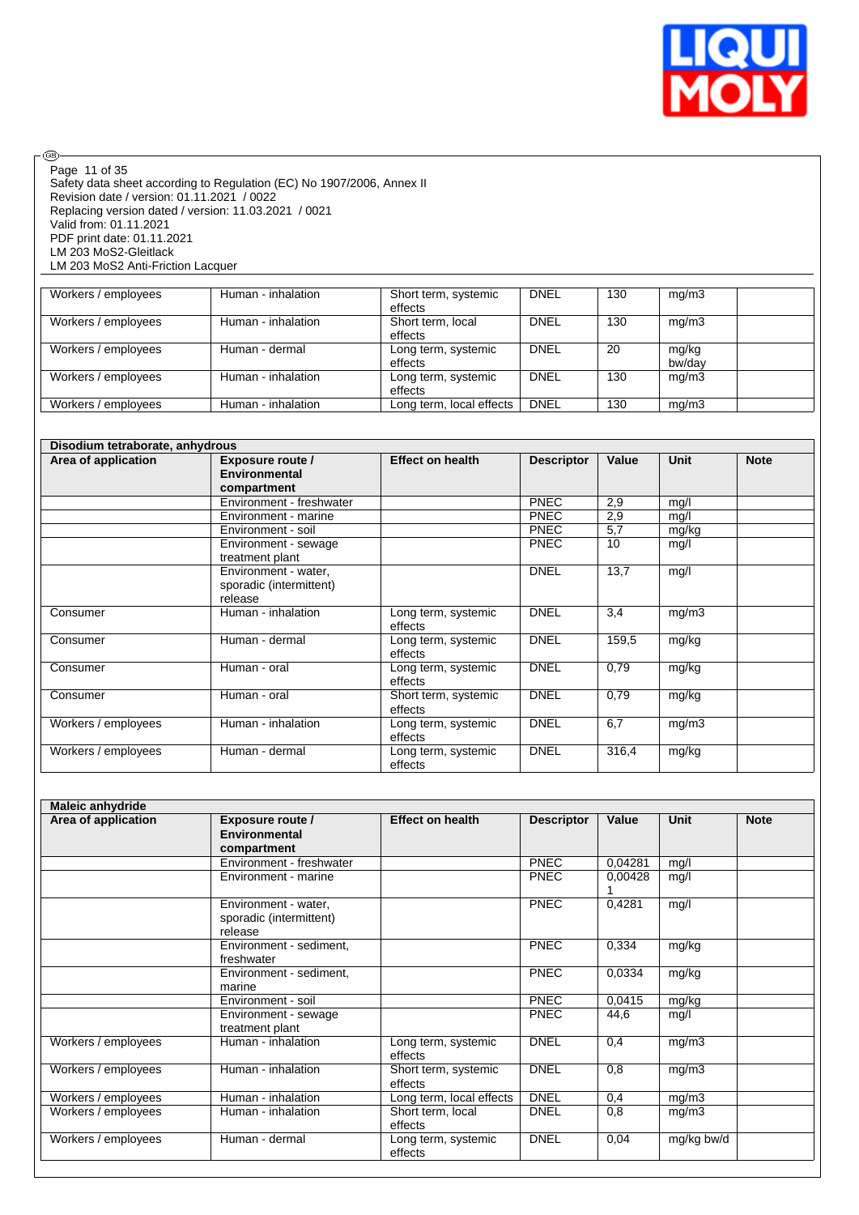| Workers / employees | Human - inhalation | Short term, systemic effects | DNEL | 130 | mg/m3 | |
|---|---|---|---|---|---|---|
| Workers / employees | Human - inhalation | Short term, local effects | DNEL | 130 | mg/m3 | |
| Workers / employees | Human - dermal | Long term, systemic effects | DNEL | 20 | mg/kg bw/day | |
| Workers / employees | Human - inhalation | Long term, systemic effects | DNEL | 130 | mg/m3 | |
| Workers / employees | Human - inhalation | Long term, local effects | DNEL | 130 | mg/m3 | |

| Disodium tetraborate, anhydrous | | | | | | |
|---|---|---|---|---|---|---|
| **Area of application** | **Exposure route / Environmental compartment** | **Effect on health** | **Descriptor** | **Value** | **Unit** | **Note** |
| | Environment - freshwater | | PNEC | 2,9 | mg/l | |
| | Environment - marine | | PNEC | 2,9 | mg/l | |
| | Environment - soil | | PNEC | 5,7 | mg/kg | |
| | Environment - sewage treatment plant | | PNEC | 10 | mg/l | |
| | Environment - water, sporadic (intermittent) release | | DNEL | 13,7 | mg/l | |
| Consumer | Human - inhalation | Long term, systemic effects | DNEL | 3,4 | mg/m3 | |
| Consumer | Human - dermal | Long term, systemic effects | DNEL | 159,5 | mg/kg | |
| Consumer | Human - oral | Long term, systemic effects | DNEL | 0,79 | mg/kg | |
| Consumer | Human - oral | Short term, systemic effects | DNEL | 0,79 | mg/kg | |
| Workers / employees | Human - inhalation | Long term, systemic effects | DNEL | 6,7 | mg/m3 | |
| Workers / employees | Human - dermal | Long term, systemic effects | DNEL | 316,4 | mg/kg | |

| Maleic anhydride | | | | | | |
|---|---|---|---|---|---|---|
| **Area of application** | **Exposure route / Environmental compartment** | **Effect on health** | **Descriptor** | **Value** | **Unit** | **Note** |
| | Environment - freshwater | | PNEC | 0,04281 | mg/l | |
| | Environment - marine | | PNEC | 0,004281 | mg/l | |
| | Environment - water, sporadic (intermittent) release | | PNEC | 0,4281 | mg/l | |
| | Environment - sediment, freshwater | | PNEC | 0,334 | mg/kg | |
| | Environment - sediment, marine | | PNEC | 0,0334 | mg/kg | |
| | Environment - soil | | PNEC | 0,0415 | mg/kg | |
| | Environment - sewage treatment plant | | PNEC | 44,6 | mg/l | |
| Workers / employees | Human - inhalation | Long term, systemic effects | DNEL | 0,4 | mg/m3 | |
| Workers / employees | Human - inhalation | Short term, systemic effects | DNEL | 0,8 | mg/m3 | |
| Workers / employees | Human - inhalation | Long term, local effects | DNEL | 0,4 | mg/m3 | |
| Workers / employees | Human - inhalation | Short term, local effects | DNEL | 0,8 | mg/m3 | |
| Workers / employees | Human - dermal | Long term, systemic effects | DNEL | 0,04 | mg/kg bw/d | |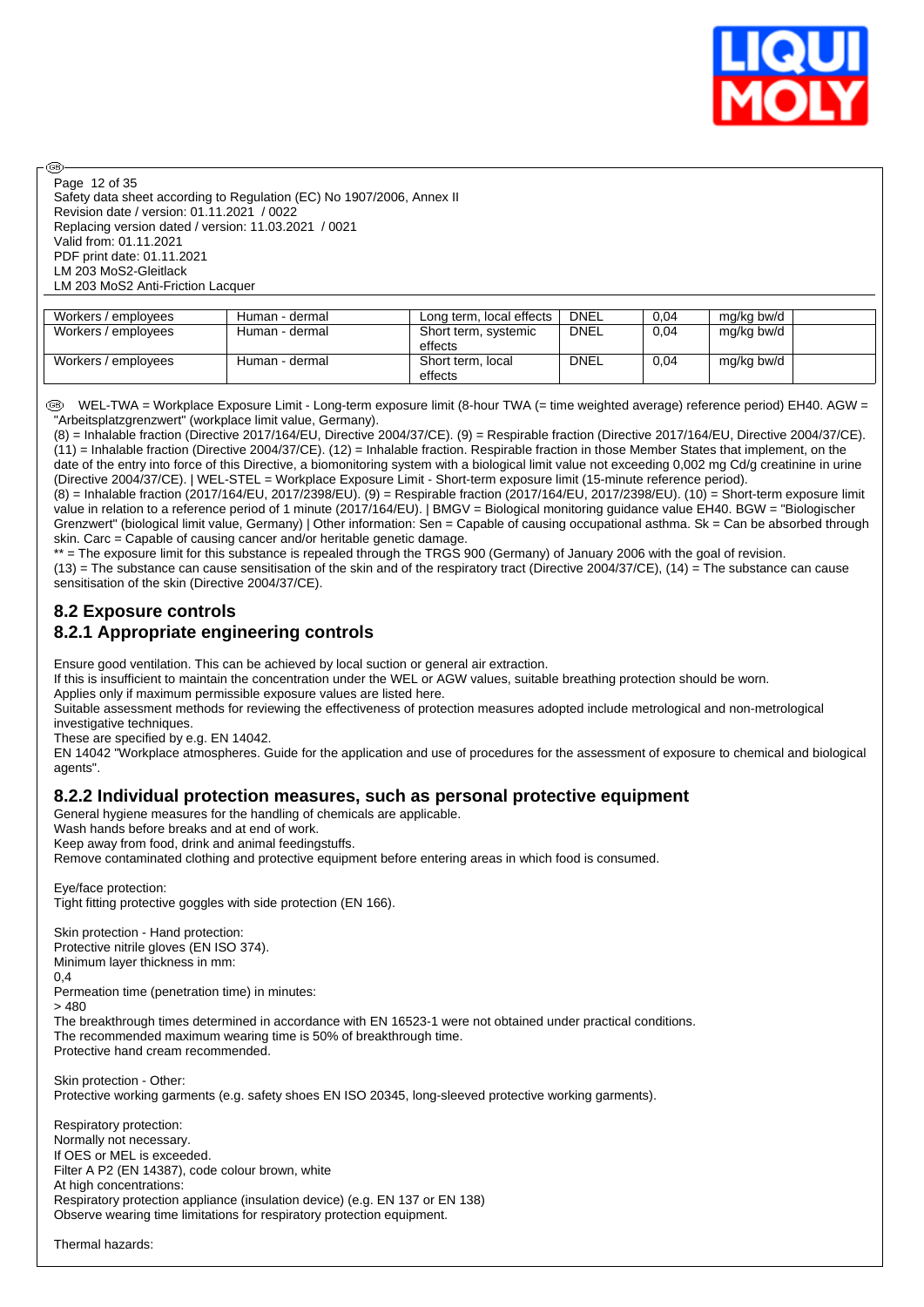| Workers / employees | Human - dermal | Long term, local effects | DNEL | 0,04 | mg/kg bw/d | |
|---|---|---|---|---|---|---|
| Workers / employees | Human - dermal | Short term, systemic effects | DNEL | 0,04 | mg/kg bw/d | |
| Workers / employees | Human - dermal | Short term, local effects | DNEL | 0,04 | mg/kg bw/d | |

WEL-TWA = Workplace Exposure Limit - Long-term exposure limit (8-hour TWA (= time weighted average) reference period) EH40. AGW = "Arbeitsplatzgrenzwert" (workplace limit value, Germany).
(8) = Inhalable fraction (Directive 2017/164/EU, Directive 2004/37/CE). (9) = Respirable fraction (Directive 2017/164/EU, Directive 2004/37/CE). (11) = Inhalable fraction (Directive 2004/37/CE). (12) = Inhalable fraction. Respirable fraction in those Member States that implement, on the date of the entry into force of this Directive, a biomonitoring system with a biological limit value not exceeding 0,002 mg Cd/g creatinine in urine (Directive 2004/37/CE). | WEL-STEL = Workplace Exposure Limit - Short-term exposure limit (15-minute reference period).
(8) = Inhalable fraction (2017/164/EU, 2017/2398/EU). (9) = Respirable fraction (2017/164/EU, 2017/2398/EU). (10) = Short-term exposure limit value in relation to a reference period of 1 minute (2017/164/EU). | BMGV = Biological monitoring guidance value EH40. BGW = "Biologischer Grenzwert" (biological limit value, Germany) | Other information: Sen = Capable of causing occupational asthma. Sk = Can be absorbed through skin. Carc = Capable of causing cancer and/or heritable genetic damage.
** = The exposure limit for this substance is repealed through the TRGS 900 (Germany) of January 2006 with the goal of revision.
(13) = The substance can cause sensitisation of the skin and of the respiratory tract (Directive 2004/37/CE), (14) = The substance can cause sensitisation of the skin (Directive 2004/37/CE).

## 8.2 Exposure controls

### 8.2.1 Appropriate engineering controls

Ensure good ventilation. This can be achieved by local suction or general air extraction.
If this is insufficient to maintain the concentration under the WEL or AGW values, suitable breathing protection should be worn.
Applies only if maximum permissible exposure values are listed here.
Suitable assessment methods for reviewing the effectiveness of protection measures adopted include metrological and non-metrological investigative techniques.
These are specified by e.g. EN 14042.
EN 14042 "Workplace atmospheres. Guide for the application and use of procedures for the assessment of exposure to chemical and biological agents".

### 8.2.2 Individual protection measures, such as personal protective equipment

General hygiene measures for the handling of chemicals are applicable.
Wash hands before breaks and at end of work.
Keep away from food, drink and animal feedingstuffs.
Remove contaminated clothing and protective equipment before entering areas in which food is consumed.

Eye/face protection:
Tight fitting protective goggles with side protection (EN 166).

Skin protection - Hand protection:
Protective nitrile gloves (EN ISO 374).
Minimum layer thickness in mm:
0,4
Permeation time (penetration time) in minutes:
> 480
The breakthrough times determined in accordance with EN 16523-1 were not obtained under practical conditions.
The recommended maximum wearing time is 50% of breakthrough time.
Protective hand cream recommended.

Skin protection - Other:
Protective working garments (e.g. safety shoes EN ISO 20345, long-sleeved protective working garments).

Respiratory protection:
Normally not necessary.
If OES or MEL is exceeded.
Filter A P2 (EN 14387), code colour brown, white
At high concentrations:
Respiratory protection appliance (insulation device) (e.g. EN 137 or EN 138)
Observe wearing time limitations for respiratory protection equipment.

Thermal hazards: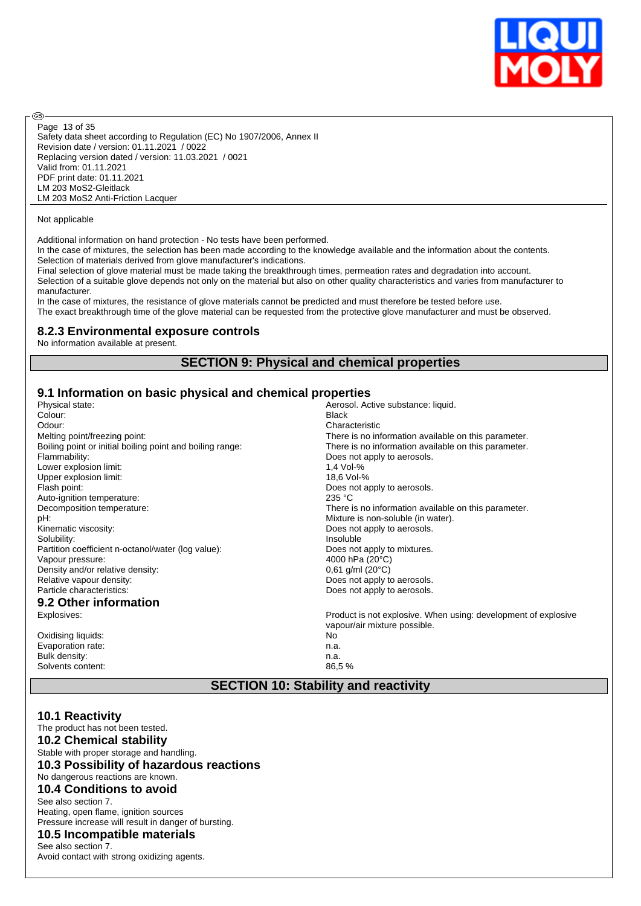Not applicable

Additional information on hand protection - No tests have been performed.
In the case of mixtures, the selection has been made according to the knowledge available and the information about the contents.
Selection of materials derived from glove manufacturer's indications.
Final selection of glove material must be made taking the breakthrough times, permeation rates and degradation into account.
Selection of a suitable glove depends not only on the material but also on other quality characteristics and varies from manufacturer to manufacturer.
In the case of mixtures, the resistance of glove materials cannot be predicted and must therefore be tested before use.
The exact breakthrough time of the glove material can be requested from the protective glove manufacturer and must be observed.

### 8.2.3 Environmental exposure controls

No information available at present.

## SECTION 9: Physical and chemical properties

### 9.1 Information on basic physical and chemical properties

| | |
|---|---|
| Physical state: | Aerosol. Active substance: liquid. |
| Colour: | Black |
| Odour: | Characteristic |
| Melting point/freezing point: | There is no information available on this parameter. |
| Boiling point or initial boiling point and boiling range: | There is no information available on this parameter. |
| Flammability: | Does not apply to aerosols. |
| Lower explosion limit: | 1,4 Vol-% |
| Upper explosion limit: | 18,6 Vol-% |
| Flash point: | Does not apply to aerosols. |
| Auto-ignition temperature: | 235 °C |
| Decomposition temperature: | There is no information available on this parameter. |
| pH: | Mixture is non-soluble (in water). |
| Kinematic viscosity: | Does not apply to aerosols. |
| Solubility: | Insoluble |
| Partition coefficient n-octanol/water (log value): | Does not apply to mixtures. |
| Vapour pressure: | 4000 hPa (20°C) |
| Density and/or relative density: | 0,61 g/ml (20°C) |
| Relative vapour density: | Does not apply to aerosols. |
| Particle characteristics: | Does not apply to aerosols. |

### 9.2 Other information

| | |
|---|---|
| Explosives: | Product is not explosive. When using: development of explosive vapour/air mixture possible. |
| Oxidising liquids: | No |
| Evaporation rate: | n.a. |
| Bulk density: | n.a. |
| Solvents content: | 86,5 % |

## SECTION 10: Stability and reactivity

### 10.1 Reactivity

The product has not been tested.

### 10.2 Chemical stability

Stable with proper storage and handling.

### 10.3 Possibility of hazardous reactions

No dangerous reactions are known.

### 10.4 Conditions to avoid

See also section 7.
Heating, open flame, ignition sources
Pressure increase will result in danger of bursting.

### 10.5 Incompatible materials

See also section 7.
Avoid contact with strong oxidizing agents.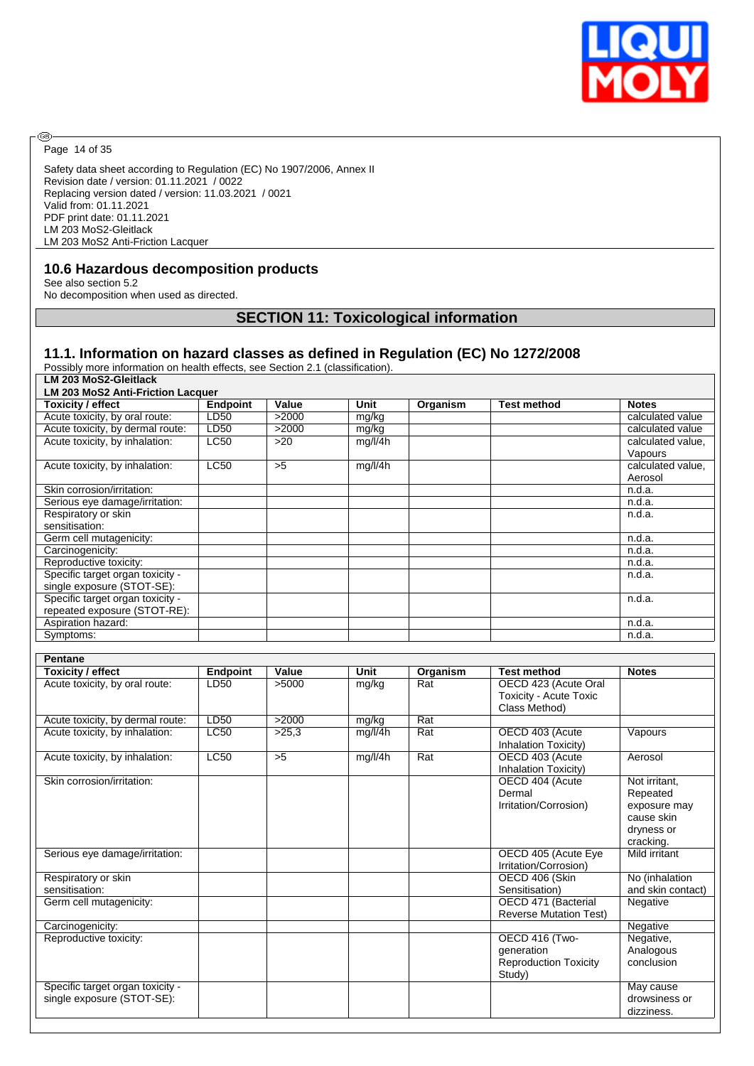Safety data sheet according to Regulation (EC) No 1907/2006, Annex II
Revision date / version: 01.11.2021 / 0022
Replacing version dated / version: 11.03.2021 / 0021
Valid from: 01.11.2021
PDF print date: 01.11.2021
LM 203 MoS2-Gleitlack
LM 203 MoS2 Anti-Friction Lacquer

### 10.6 Hazardous decomposition products

See also section 5.2
No decomposition when used as directed.

## SECTION 11: Toxicological information

### 11.1. Information on hazard classes as defined in Regulation (EC) No 1272/2008

Possibly more information on health effects, see Section 2.1 (classification).

**LM 203 MoS2-Gleitlack**
**LM 203 MoS2 Anti-Friction Lacquer**

| Toxicity / effect | Endpoint | Value | Unit | Organism | Test method | Notes |
|---|---|---|---|---|---|---|
| Acute toxicity, by oral route: | LD50 | >2000 | mg/kg | | | calculated value |
| Acute toxicity, by dermal route: | LD50 | >2000 | mg/kg | | | calculated value |
| Acute toxicity, by inhalation: | LC50 | >20 | mg/l/4h | | | calculated value, Vapours |
| Acute toxicity, by inhalation: | LC50 | >5 | mg/l/4h | | | calculated value, Aerosol |
| Skin corrosion/irritation: | | | | | | n.d.a. |
| Serious eye damage/irritation: | | | | | | n.d.a. |
| Respiratory or skin sensitisation: | | | | | | n.d.a. |
| Germ cell mutagenicity: | | | | | | n.d.a. |
| Carcinogenicity: | | | | | | n.d.a. |
| Reproductive toxicity: | | | | | | n.d.a. |
| Specific target organ toxicity - single exposure (STOT-SE): | | | | | | n.d.a. |
| Specific target organ toxicity - repeated exposure (STOT-RE): | | | | | | n.d.a. |
| Aspiration hazard: | | | | | | n.d.a. |
| Symptoms: | | | | | | n.d.a. |

**Pentane**

| Toxicity / effect | Endpoint | Value | Unit | Organism | Test method | Notes |
|---|---|---|---|---|---|---|
| Acute toxicity, by oral route: | LD50 | >5000 | mg/kg | Rat | OECD 423 (Acute Oral Toxicity - Acute Toxic Class Method) | |
| Acute toxicity, by dermal route: | LD50 | >2000 | mg/kg | Rat | | |
| Acute toxicity, by inhalation: | LC50 | >25,3 | mg/l/4h | Rat | OECD 403 (Acute Inhalation Toxicity) | Vapours |
| Acute toxicity, by inhalation: | LC50 | >5 | mg/l/4h | Rat | OECD 403 (Acute Inhalation Toxicity) | Aerosol |
| Skin corrosion/irritation: | | | | | OECD 404 (Acute Dermal Irritation/Corrosion) | Not irritant, Repeated exposure may cause skin dryness or cracking. |
| Serious eye damage/irritation: | | | | | OECD 405 (Acute Eye Irritation/Corrosion) | Mild irritant |
| Respiratory or skin sensitisation: | | | | | OECD 406 (Skin Sensitisation) | No (inhalation and skin contact) |
| Germ cell mutagenicity: | | | | | OECD 471 (Bacterial Reverse Mutation Test) | Negative |
| Carcinogenicity: | | | | | | Negative |
| Reproductive toxicity: | | | | | OECD 416 (Two-generation Reproduction Toxicity Study) | Negative, Analogous conclusion |
| Specific target organ toxicity - single exposure (STOT-SE): | | | | | | May cause drowsiness or dizziness. |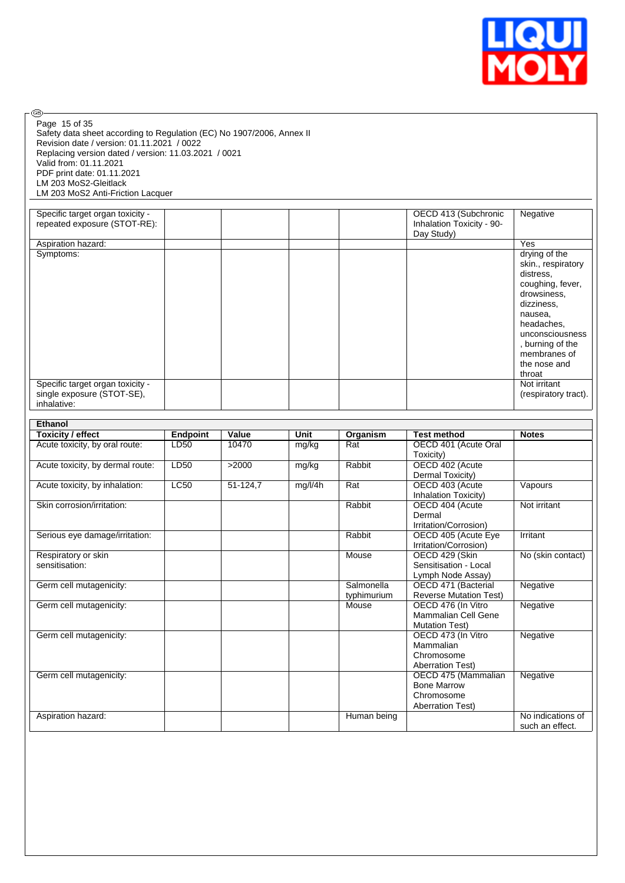| | | | | | | |
|---|---|---|---|---|---|---|
| Specific target organ toxicity - repeated exposure (STOT-RE): | | | | | OECD 413 (Subchronic Inhalation Toxicity - 90-Day Study) | Negative |
| Aspiration hazard: | | | | | | Yes |
| Symptoms: | | | | | | drying of the skin., respiratory distress, coughing, fever, drowsiness, dizziness, nausea, headaches, unconsciousness, burning of the membranes of the nose and throat |
| Specific target organ toxicity - single exposure (STOT-SE), inhalative: | | | | | | Not irritant (respiratory tract). |

| Ethanol | | | | | | |
|---|---|---|---|---|---|---|
| **Toxicity / effect** | **Endpoint** | **Value** | **Unit** | **Organism** | **Test method** | **Notes** |
| Acute toxicity, by oral route: | LD50 | 10470 | mg/kg | Rat | OECD 401 (Acute Oral Toxicity) | |
| Acute toxicity, by dermal route: | LD50 | >2000 | mg/kg | Rabbit | OECD 402 (Acute Dermal Toxicity) | |
| Acute toxicity, by inhalation: | LC50 | 51-124,7 | mg/l/4h | Rat | OECD 403 (Acute Inhalation Toxicity) | Vapours |
| Skin corrosion/irritation: | | | | Rabbit | OECD 404 (Acute Dermal Irritation/Corrosion) | Not irritant |
| Serious eye damage/irritation: | | | | Rabbit | OECD 405 (Acute Eye Irritation/Corrosion) | Irritant |
| Respiratory or skin sensitisation: | | | | Mouse | OECD 429 (Skin Sensitisation - Local Lymph Node Assay) | No (skin contact) |
| Germ cell mutagenicity: | | | | Salmonella typhimurium | OECD 471 (Bacterial Reverse Mutation Test) | Negative |
| Germ cell mutagenicity: | | | | Mouse | OECD 476 (In Vitro Mammalian Cell Gene Mutation Test) | Negative |
| Germ cell mutagenicity: | | | | | OECD 473 (In Vitro Mammalian Chromosome Aberration Test) | Negative |
| Germ cell mutagenicity: | | | | | OECD 475 (Mammalian Bone Marrow Chromosome Aberration Test) | Negative |
| Aspiration hazard: | | | | Human being | | No indications of such an effect. |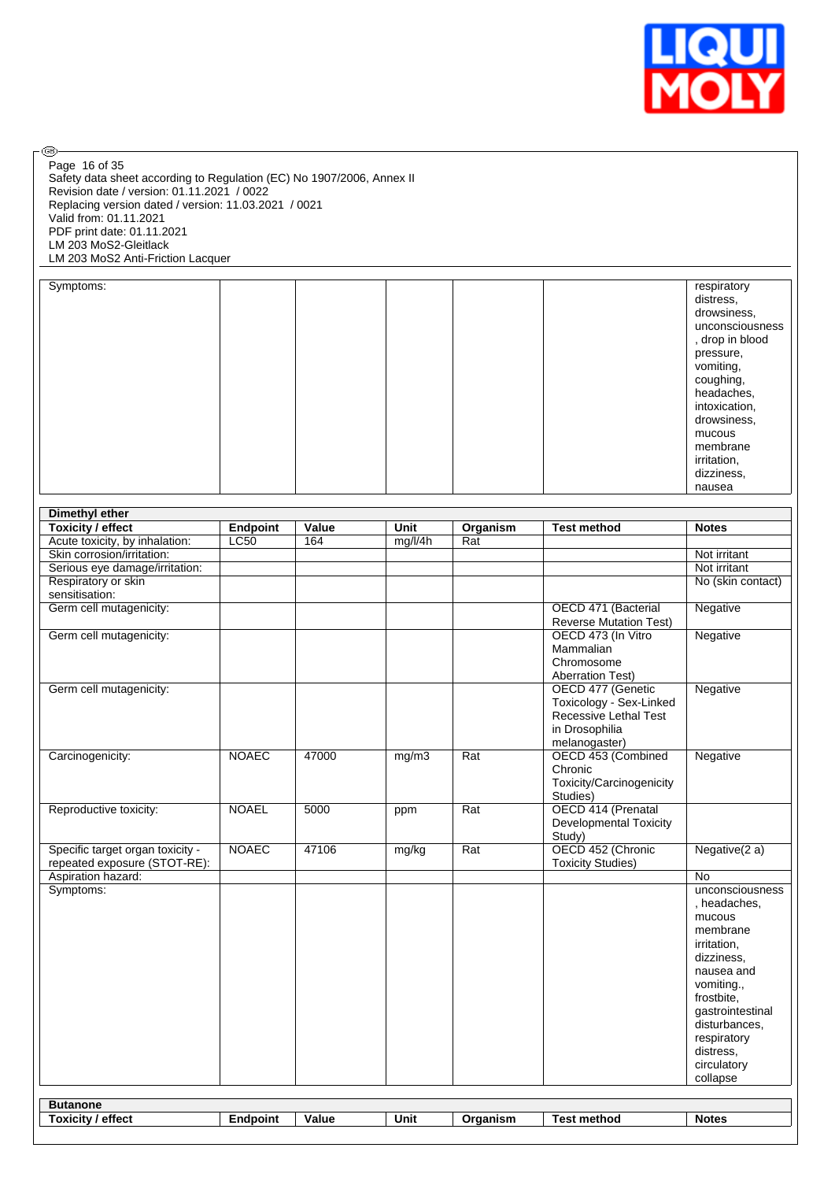| Symptoms: | | | | | | respiratory distress, drowsiness, unconsciousness, drop in blood pressure, vomiting, coughing, headaches, intoxication, drowsiness, mucous membrane irritation, dizziness, nausea |
|---|---|---|---|---|---|---|

| **Dimethyl ether** | | | | | | |
|---|---|---|---|---|---|---|
| **Toxicity / effect** | **Endpoint** | **Value** | **Unit** | **Organism** | **Test method** | **Notes** |
| Acute toxicity, by inhalation: | LC50 | 164 | mg/l/4h | Rat | | |
| Skin corrosion/irritation: | | | | | | Not irritant |
| Serious eye damage/irritation: | | | | | | Not irritant |
| Respiratory or skin sensitisation: | | | | | | No (skin contact) |
| Germ cell mutagenicity: | | | | | OECD 471 (Bacterial Reverse Mutation Test) | Negative |
| Germ cell mutagenicity: | | | | | OECD 473 (In Vitro Mammalian Chromosome Aberration Test) | Negative |
| Germ cell mutagenicity: | | | | | OECD 477 (Genetic Toxicology - Sex-Linked Recessive Lethal Test in Drosophila melanogaster) | Negative |
| Carcinogenicity: | NOAEC | 47000 | mg/m3 | Rat | OECD 453 (Combined Chronic Toxicity/Carcinogenicity Studies) | Negative |
| Reproductive toxicity: | NOAEL | 5000 | ppm | Rat | OECD 414 (Prenatal Developmental Toxicity Study) | |
| Specific target organ toxicity - repeated exposure (STOT-RE): | NOAEC | 47106 | mg/kg | Rat | OECD 452 (Chronic Toxicity Studies) | Negative(2 a) |
| Aspiration hazard: | | | | | | No |
| Symptoms: | | | | | | unconsciousness, headaches, mucous membrane irritation, dizziness, nausea and vomiting., frostbite, gastrointestinal disturbances, respiratory distress, circulatory collapse |

| **Butanone** | | | | | | |
|---|---|---|---|---|---|---|
| **Toxicity / effect** | **Endpoint** | **Value** | **Unit** | **Organism** | **Test method** | **Notes** |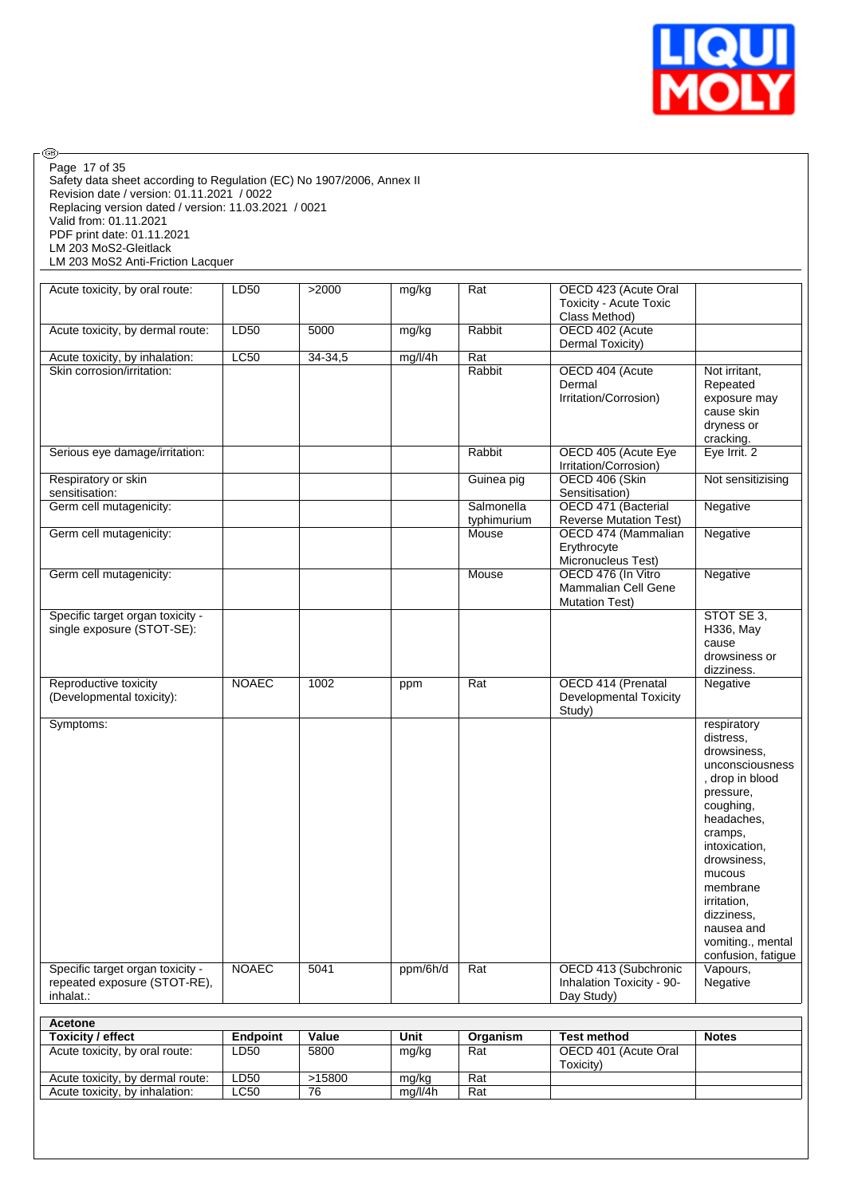| | | | | | | |
|---|---|---|---|---|---|---|
| Acute toxicity, by oral route: | LD50 | >2000 | mg/kg | Rat | OECD 423 (Acute Oral Toxicity - Acute Toxic Class Method) | |
| Acute toxicity, by dermal route: | LD50 | 5000 | mg/kg | Rabbit | OECD 402 (Acute Dermal Toxicity) | |
| Acute toxicity, by inhalation: | LC50 | 34-34,5 | mg/l/4h | Rat | | |
| Skin corrosion/irritation: | | | | Rabbit | OECD 404 (Acute Dermal Irritation/Corrosion) | Not irritant, Repeated exposure may cause skin dryness or cracking. |
| Serious eye damage/irritation: | | | | Rabbit | OECD 405 (Acute Eye Irritation/Corrosion) | Eye Irrit. 2 |
| Respiratory or skin sensitisation: | | | | Guinea pig | OECD 406 (Skin Sensitisation) | Not sensitizising |
| Germ cell mutagenicity: | | | | Salmonella typhimurium | OECD 471 (Bacterial Reverse Mutation Test) | Negative |
| Germ cell mutagenicity: | | | | Mouse | OECD 474 (Mammalian Erythrocyte Micronucleus Test) | Negative |
| Germ cell mutagenicity: | | | | Mouse | OECD 476 (In Vitro Mammalian Cell Gene Mutation Test) | Negative |
| Specific target organ toxicity - single exposure (STOT-SE): | | | | | | STOT SE 3, H336, May cause drowsiness or dizziness. |
| Reproductive toxicity (Developmental toxicity): | NOAEC | 1002 | ppm | Rat | OECD 414 (Prenatal Developmental Toxicity Study) | Negative |
| Symptoms: | | | | | | respiratory distress, drowsiness, unconsciousness, drop in blood pressure, coughing, headaches, cramps, intoxication, drowsiness, mucous membrane irritation, dizziness, nausea and vomiting., mental confusion, fatigue |
| Specific target organ toxicity - repeated exposure (STOT-RE), inhalat.: | NOAEC | 5041 | ppm/6h/d | Rat | OECD 413 (Subchronic Inhalation Toxicity - 90-Day Study) | Vapours, Negative |

| Acetone | | | | | | |
|---|---|---|---|---|---|---|
| **Toxicity / effect** | **Endpoint** | **Value** | **Unit** | **Organism** | **Test method** | **Notes** |
| Acute toxicity, by oral route: | LD50 | 5800 | mg/kg | Rat | OECD 401 (Acute Oral Toxicity) | |
| Acute toxicity, by dermal route: | LD50 | >15800 | mg/kg | Rat | | |
| Acute toxicity, by inhalation: | LC50 | 76 | mg/l/4h | Rat | | |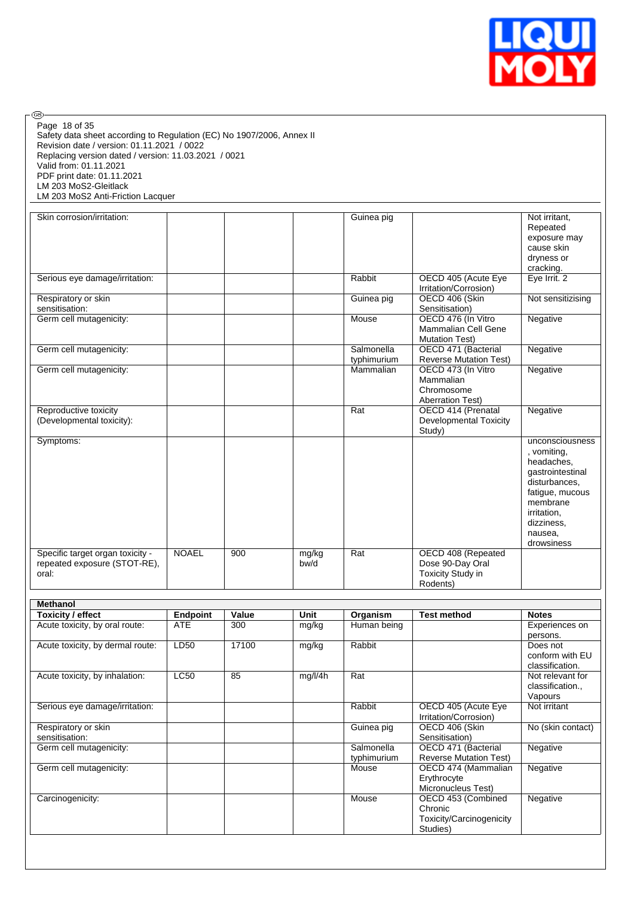| Skin corrosion/irritation: | | | | Guinea pig | | Not irritant, Repeated exposure may cause skin dryness or cracking. |
|---|---|---|---|---|---|---|
| Serious eye damage/irritation: | | | | Rabbit | OECD 405 (Acute Eye Irritation/Corrosion) | Eye Irrit. 2 |
| Respiratory or skin sensitisation: | | | | Guinea pig | OECD 406 (Skin Sensitisation) | Not sensitizising |
| Germ cell mutagenicity: | | | | Mouse | OECD 476 (In Vitro Mammalian Cell Gene Mutation Test) | Negative |
| Germ cell mutagenicity: | | | | Salmonella typhimurium | OECD 471 (Bacterial Reverse Mutation Test) | Negative |
| Germ cell mutagenicity: | | | | Mammalian | OECD 473 (In Vitro Mammalian Chromosome Aberration Test) | Negative |
| Reproductive toxicity (Developmental toxicity): | | | | Rat | OECD 414 (Prenatal Developmental Toxicity Study) | Negative |
| Symptoms: | | | | | | unconsciousness, vomiting, headaches, gastrointestinal disturbances, fatigue, mucous membrane irritation, dizziness, nausea, drowsiness |
| Specific target organ toxicity - repeated exposure (STOT-RE), oral: | NOAEL | 900 | mg/kg bw/d | Rat | OECD 408 (Repeated Dose 90-Day Oral Toxicity Study in Rodents) | |

| **Methanol** | | | | | | |
|---|---|---|---|---|---|---|
| **Toxicity / effect** | **Endpoint** | **Value** | **Unit** | **Organism** | **Test method** | **Notes** |
| Acute toxicity, by oral route: | ATE | 300 | mg/kg | Human being | | Experiences on persons. |
| Acute toxicity, by dermal route: | LD50 | 17100 | mg/kg | Rabbit | | Does not conform with EU classification. |
| Acute toxicity, by inhalation: | LC50 | 85 | mg/l/4h | Rat | | Not relevant for classification., Vapours |
| Serious eye damage/irritation: | | | | Rabbit | OECD 405 (Acute Eye Irritation/Corrosion) | Not irritant |
| Respiratory or skin sensitisation: | | | | Guinea pig | OECD 406 (Skin Sensitisation) | No (skin contact) |
| Germ cell mutagenicity: | | | | Salmonella typhimurium | OECD 471 (Bacterial Reverse Mutation Test) | Negative |
| Germ cell mutagenicity: | | | | Mouse | OECD 474 (Mammalian Erythrocyte Micronucleus Test) | Negative |
| Carcinogenicity: | | | | Mouse | OECD 453 (Combined Chronic Toxicity/Carcinogenicity Studies) | Negative |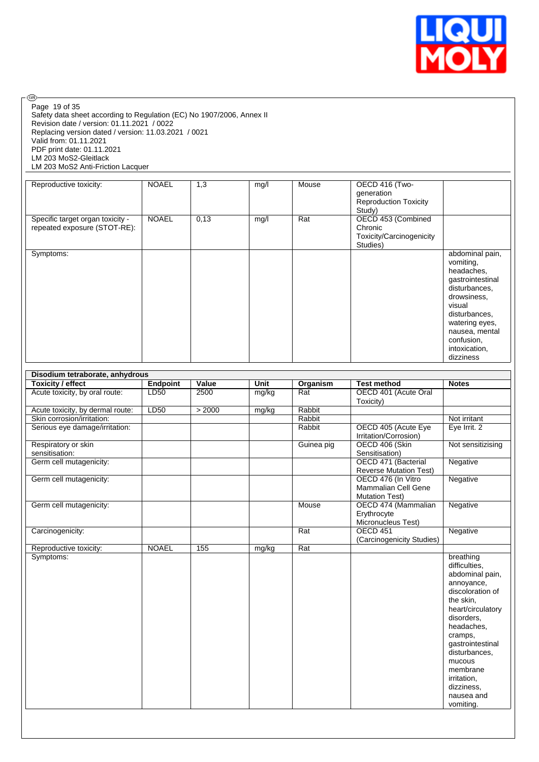| | | | | | | |
|---|---|---|---|---|---|---|
| Reproductive toxicity: | NOAEL | 1,3 | mg/l | Mouse | OECD 416 (Two-generation Reproduction Toxicity Study) | |
| Specific target organ toxicity - repeated exposure (STOT-RE): | NOAEL | 0,13 | mg/l | Rat | OECD 453 (Combined Chronic Toxicity/Carcinogenicity Studies) | |
| Symptoms: | | | | | | abdominal pain, vomiting, headaches, gastrointestinal disturbances, drowsiness, visual disturbances, watering eyes, nausea, mental confusion, intoxication, dizziness |

| Disodium tetraborate, anhydrous | | | | | | |
|---|---|---|---|---|---|---|
| **Toxicity / effect** | **Endpoint** | **Value** | **Unit** | **Organism** | **Test method** | **Notes** |
| Acute toxicity, by oral route: | LD50 | 2500 | mg/kg | Rat | OECD 401 (Acute Oral Toxicity) | |
| Acute toxicity, by dermal route: | LD50 | > 2000 | mg/kg | Rabbit | | |
| Skin corrosion/irritation: | | | | Rabbit | | Not irritant |
| Serious eye damage/irritation: | | | | Rabbit | OECD 405 (Acute Eye Irritation/Corrosion) | Eye Irrit. 2 |
| Respiratory or skin sensitisation: | | | | Guinea pig | OECD 406 (Skin Sensitisation) | Not sensitizising |
| Germ cell mutagenicity: | | | | | OECD 471 (Bacterial Reverse Mutation Test) | Negative |
| Germ cell mutagenicity: | | | | | OECD 476 (In Vitro Mammalian Cell Gene Mutation Test) | Negative |
| Germ cell mutagenicity: | | | | Mouse | OECD 474 (Mammalian Erythrocyte Micronucleus Test) | Negative |
| Carcinogenicity: | | | | Rat | OECD 451 (Carcinogenicity Studies) | Negative |
| Reproductive toxicity: | NOAEL | 155 | mg/kg | Rat | | |
| Symptoms: | | | | | | breathing difficulties, abdominal pain, annoyance, discoloration of the skin, heart/circulatory disorders, headaches, cramps, gastrointestinal disturbances, mucous membrane irritation, dizziness, nausea and vomiting. |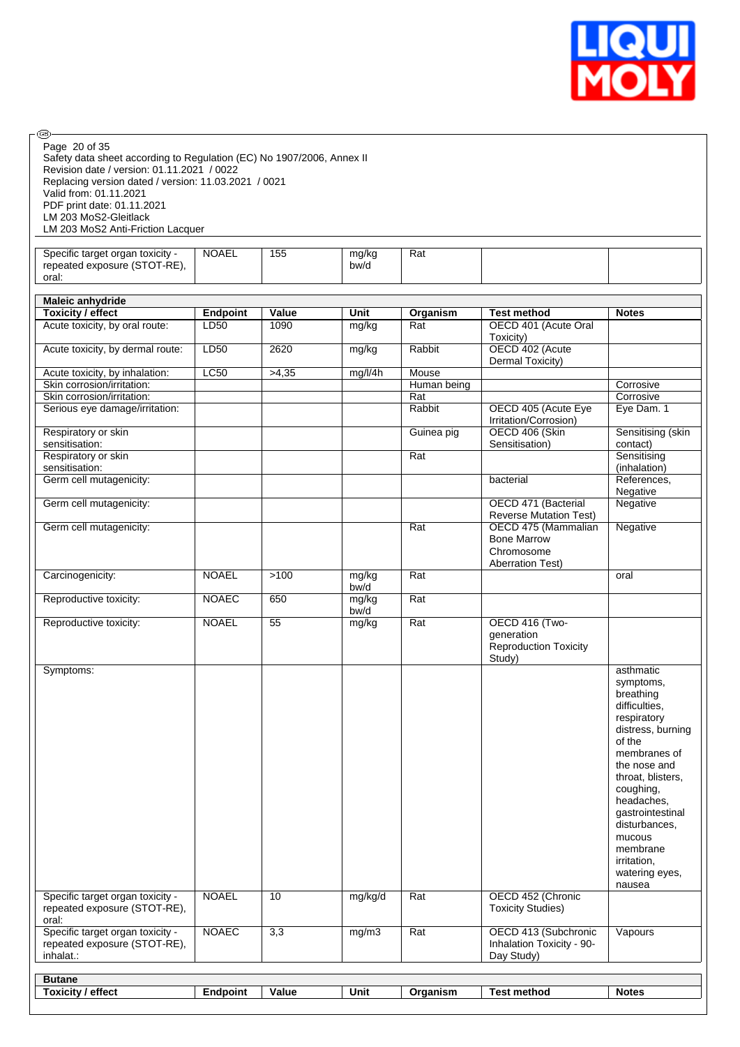| Specific target organ toxicity - repeated exposure (STOT-RE), oral: | NOAEL | 155 | mg/kg bw/d | Rat | | |
|---|---|---|---|---|---|---|

| **Maleic anhydride** | | | | | | |
|---|---|---|---|---|---|---|
| **Toxicity / effect** | **Endpoint** | **Value** | **Unit** | **Organism** | **Test method** | **Notes** |
| Acute toxicity, by oral route: | LD50 | 1090 | mg/kg | Rat | OECD 401 (Acute Oral Toxicity) | |
| Acute toxicity, by dermal route: | LD50 | 2620 | mg/kg | Rabbit | OECD 402 (Acute Dermal Toxicity) | |
| Acute toxicity, by inhalation: | LC50 | >4,35 | mg/l/4h | Mouse | | |
| Skin corrosion/irritation: | | | | Human being | | Corrosive |
| Skin corrosion/irritation: | | | | Rat | | Corrosive |
| Serious eye damage/irritation: | | | | Rabbit | OECD 405 (Acute Eye Irritation/Corrosion) | Eye Dam. 1 |
| Respiratory or skin sensitisation: | | | | Guinea pig | OECD 406 (Skin Sensitisation) | Sensitising (skin contact) |
| Respiratory or skin sensitisation: | | | | Rat | | Sensitising (inhalation) |
| Germ cell mutagenicity: | | | | | bacterial | References, Negative |
| Germ cell mutagenicity: | | | | | OECD 471 (Bacterial Reverse Mutation Test) | Negative |
| Germ cell mutagenicity: | | | | Rat | OECD 475 (Mammalian Bone Marrow Chromosome Aberration Test) | Negative |
| Carcinogenicity: | NOAEL | >100 | mg/kg bw/d | Rat | | oral |
| Reproductive toxicity: | NOAEC | 650 | mg/kg bw/d | Rat | | |
| Reproductive toxicity: | NOAEL | 55 | mg/kg | Rat | OECD 416 (Two-generation Reproduction Toxicity Study) | |
| Symptoms: | | | | | | asthmatic symptoms, breathing difficulties, respiratory distress, burning of the membranes of the nose and throat, blisters, coughing, headaches, gastrointestinal disturbances, mucous membrane irritation, watering eyes, nausea |
| Specific target organ toxicity - repeated exposure (STOT-RE), oral: | NOAEL | 10 | mg/kg/d | Rat | OECD 452 (Chronic Toxicity Studies) | |
| Specific target organ toxicity - repeated exposure (STOT-RE), inhalat.: | NOAEC | 3,3 | mg/m3 | Rat | OECD 413 (Subchronic Inhalation Toxicity - 90-Day Study) | Vapours |

| **Butane** | | | | | | |
|---|---|---|---|---|---|---|
| **Toxicity / effect** | **Endpoint** | **Value** | **Unit** | **Organism** | **Test method** | **Notes** |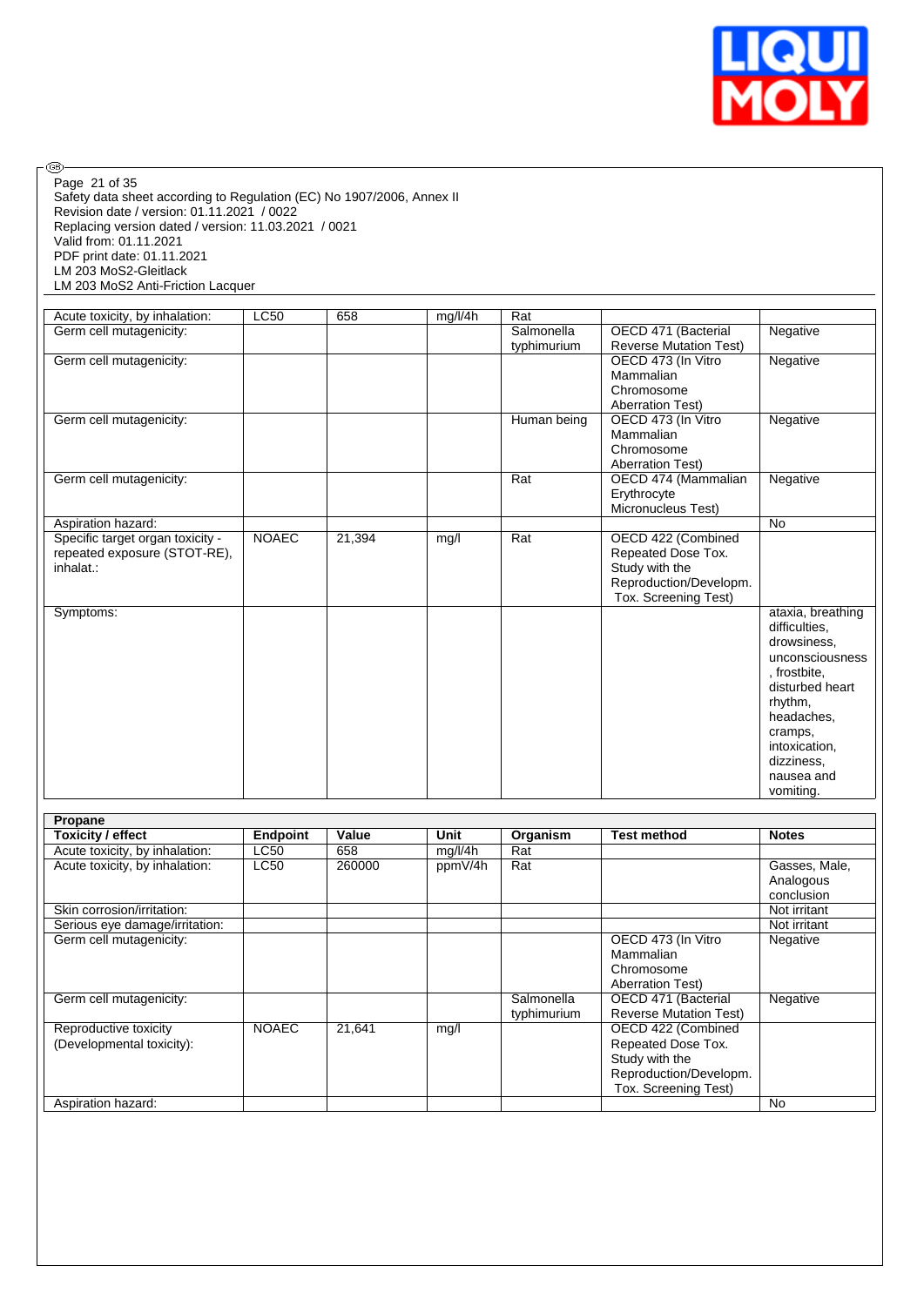| | | | | | | |
|---|---|---|---|---|---|---|
| Acute toxicity, by inhalation: | LC50 | 658 | mg/l/4h | Rat | | |
| Germ cell mutagenicity: | | | | Salmonella typhimurium | OECD 471 (Bacterial Reverse Mutation Test) | Negative |
| Germ cell mutagenicity: | | | | | OECD 473 (In Vitro Mammalian Chromosome Aberration Test) | Negative |
| Germ cell mutagenicity: | | | | Human being | OECD 473 (In Vitro Mammalian Chromosome Aberration Test) | Negative |
| Germ cell mutagenicity: | | | | Rat | OECD 474 (Mammalian Erythrocyte Micronucleus Test) | Negative |
| Aspiration hazard: | | | | | | No |
| Specific target organ toxicity - repeated exposure (STOT-RE), inhalat.: | NOAEC | 21,394 | mg/l | Rat | OECD 422 (Combined Repeated Dose Tox. Study with the Reproduction/Developm. Tox. Screening Test) | |
| Symptoms: | | | | | | ataxia, breathing difficulties, drowsiness, unconsciousness, frostbite, disturbed heart rhythm, headaches, cramps, intoxication, dizziness, nausea and vomiting. |

| **Propane** | | | | | | |
|---|---|---|---|---|---|---|
| **Toxicity / effect** | **Endpoint** | **Value** | **Unit** | **Organism** | **Test method** | **Notes** |
| Acute toxicity, by inhalation: | LC50 | 658 | mg/l/4h | Rat | | |
| Acute toxicity, by inhalation: | LC50 | 260000 | ppmV/4h | Rat | | Gasses, Male, Analogous conclusion |
| Skin corrosion/irritation: | | | | | | Not irritant |
| Serious eye damage/irritation: | | | | | | Not irritant |
| Germ cell mutagenicity: | | | | | OECD 473 (In Vitro Mammalian Chromosome Aberration Test) | Negative |
| Germ cell mutagenicity: | | | | Salmonella typhimurium | OECD 471 (Bacterial Reverse Mutation Test) | Negative |
| Reproductive toxicity (Developmental toxicity): | NOAEC | 21,641 | mg/l | | OECD 422 (Combined Repeated Dose Tox. Study with the Reproduction/Developm. Tox. Screening Test) | |
| Aspiration hazard: | | | | | | No |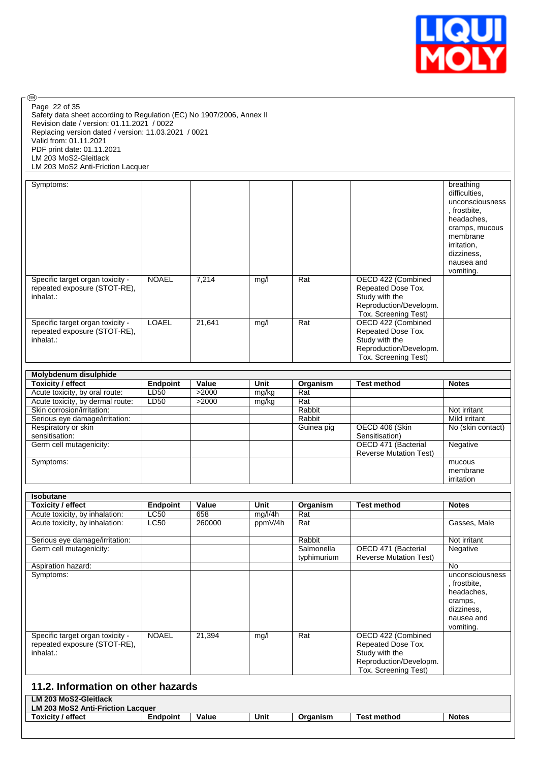| | | | | | | |
|---|---|---|---|---|---|---|
| Symptoms: | | | | | | breathing difficulties, unconsciousness, frostbite, headaches, cramps, mucous membrane irritation, dizziness, nausea and vomiting. |
| Specific target organ toxicity - repeated exposure (STOT-RE), inhalat.: | NOAEL | 7,214 | mg/l | Rat | OECD 422 (Combined Repeated Dose Tox. Study with the Reproduction/Developm. Tox. Screening Test) | |
| Specific target organ toxicity - repeated exposure (STOT-RE), inhalat.: | LOAEL | 21,641 | mg/l | Rat | OECD 422 (Combined Repeated Dose Tox. Study with the Reproduction/Developm. Tox. Screening Test) | |

| **Molybdenum disulphide** | | | | | | |
|---|---|---|---|---|---|---|
| **Toxicity / effect** | **Endpoint** | **Value** | **Unit** | **Organism** | **Test method** | **Notes** |
| Acute toxicity, by oral route: | LD50 | >2000 | mg/kg | Rat | | |
| Acute toxicity, by dermal route: | LD50 | >2000 | mg/kg | Rat | | |
| Skin corrosion/irritation: | | | | Rabbit | | Not irritant |
| Serious eye damage/irritation: | | | | Rabbit | | Mild irritant |
| Respiratory or skin sensitisation: | | | | Guinea pig | OECD 406 (Skin Sensitisation) | No (skin contact) |
| Germ cell mutagenicity: | | | | | OECD 471 (Bacterial Reverse Mutation Test) | Negative |
| Symptoms: | | | | | | mucous membrane irritation |

| **Isobutane** | | | | | | |
|---|---|---|---|---|---|---|
| **Toxicity / effect** | **Endpoint** | **Value** | **Unit** | **Organism** | **Test method** | **Notes** |
| Acute toxicity, by inhalation: | LC50 | 658 | mg/l/4h | Rat | | |
| Acute toxicity, by inhalation: | LC50 | 260000 | ppmV/4h | Rat | | Gasses, Male |
| Serious eye damage/irritation: | | | | Rabbit | | Not irritant |
| Germ cell mutagenicity: | | | | Salmonella typhimurium | OECD 471 (Bacterial Reverse Mutation Test) | Negative |
| Aspiration hazard: | | | | | | No |
| Symptoms: | | | | | | unconsciousness, frostbite, headaches, cramps, dizziness, nausea and vomiting. |
| Specific target organ toxicity - repeated exposure (STOT-RE), inhalat.: | NOAEL | 21,394 | mg/l | Rat | OECD 422 (Combined Repeated Dose Tox. Study with the Reproduction/Developm. Tox. Screening Test) | |

## 11.2. Information on other hazards

| **LM 203 MoS2-Gleitlack**<br>**LM 203 MoS2 Anti-Friction Lacquer** | | | | | | |
|---|---|---|---|---|---|---|
| **Toxicity / effect** | **Endpoint** | **Value** | **Unit** | **Organism** | **Test method** | **Notes** |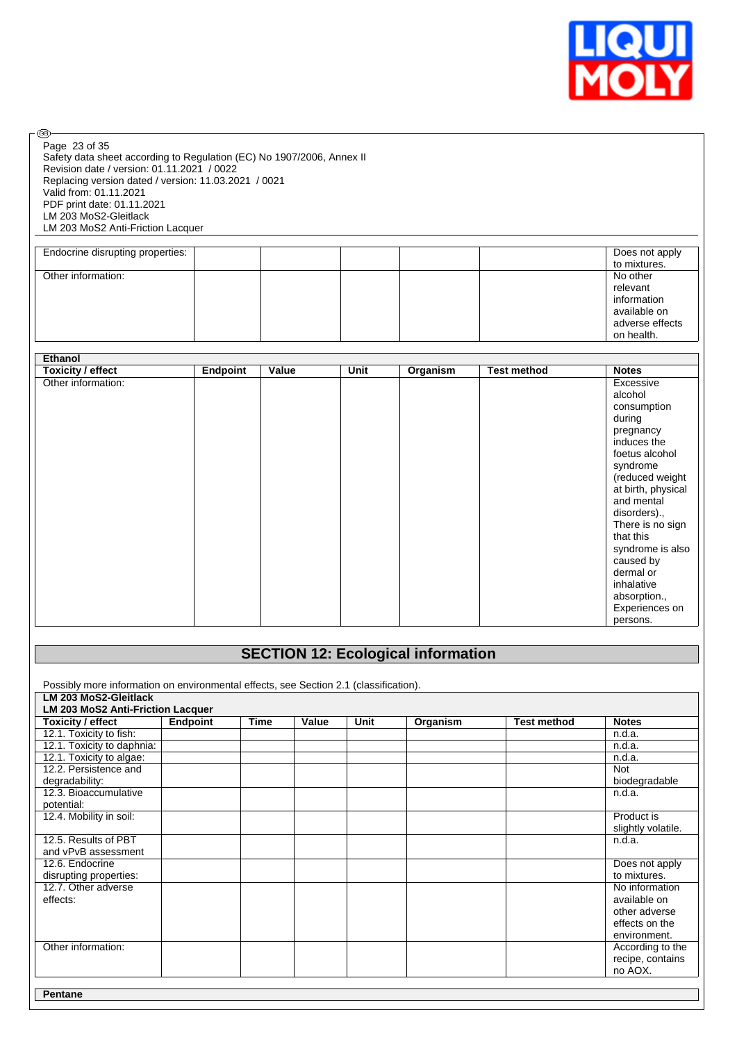| Endocrine disrupting properties: | | | | | | Does not apply to mixtures. |
|---|---|---|---|---|---|---|
| Other information: | | | | | | No other relevant information available on adverse effects on health. |

| **Ethanol** | | | | | | |
|---|---|---|---|---|---|---|
| **Toxicity / effect** | **Endpoint** | **Value** | **Unit** | **Organism** | **Test method** | **Notes** |
| Other information: | | | | | | Excessive alcohol consumption during pregnancy induces the foetus alcohol syndrome (reduced weight at birth, physical and mental disorders)., There is no sign that this syndrome is also caused by dermal or inhalative absorption., Experiences on persons. |

## SECTION 12: Ecological information

Possibly more information on environmental effects, see Section 2.1 (classification).

| **LM 203 MoS2-Gleitlack LM 203 MoS2 Anti-Friction Lacquer** | | | | | | | |
|---|---|---|---|---|---|---|---|
| **Toxicity / effect** | **Endpoint** | **Time** | **Value** | **Unit** | **Organism** | **Test method** | **Notes** |
| 12.1. Toxicity to fish: | | | | | | | n.d.a. |
| 12.1. Toxicity to daphnia: | | | | | | | n.d.a. |
| 12.1. Toxicity to algae: | | | | | | | n.d.a. |
| 12.2. Persistence and degradability: | | | | | | | Not biodegradable |
| 12.3. Bioaccumulative potential: | | | | | | | n.d.a. |
| 12.4. Mobility in soil: | | | | | | | Product is slightly volatile. |
| 12.5. Results of PBT and vPvB assessment | | | | | | | n.d.a. |
| 12.6. Endocrine disrupting properties: | | | | | | | Does not apply to mixtures. |
| 12.7. Other adverse effects: | | | | | | | No information available on other adverse effects on the environment. |
| Other information: | | | | | | | According to the recipe, contains no AOX. |

**Pentane**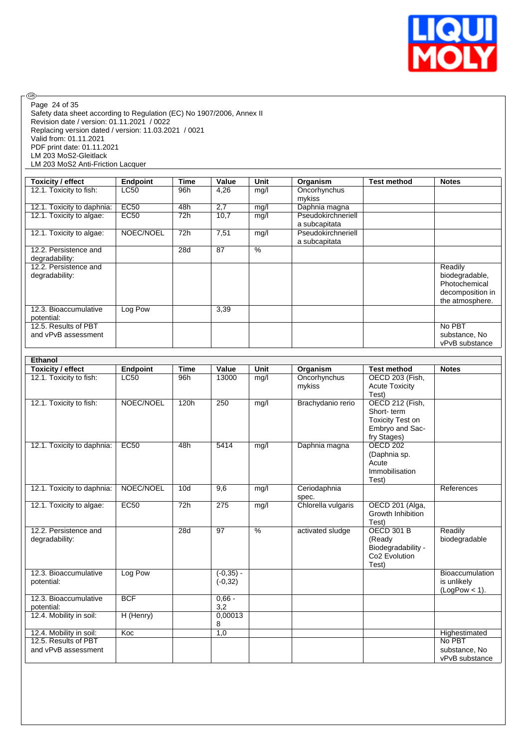Safety data sheet according to Regulation (EC) No 1907/2006, Annex II
Revision date / version: 01.11.2021 / 0022
Replacing version dated / version: 11.03.2021 / 0021
Valid from: 01.11.2021
PDF print date: 01.11.2021
LM 203 MoS2-Gleitlack
LM 203 MoS2 Anti-Friction Lacquer

| Toxicity / effect | Endpoint | Time | Value | Unit | Organism | Test method | Notes |
|---|---|---|---|---|---|---|---|
| 12.1. Toxicity to fish: | LC50 | 96h | 4,26 | mg/l | Oncorhynchus mykiss | | |
| 12.1. Toxicity to daphnia: | EC50 | 48h | 2,7 | mg/l | Daphnia magna | | |
| 12.1. Toxicity to algae: | EC50 | 72h | 10,7 | mg/l | Pseudokirchneriella subcapitata | | |
| 12.1. Toxicity to algae: | NOEC/NOEL | 72h | 7,51 | mg/l | Pseudokirchneriella subcapitata | | |
| 12.2. Persistence and degradability: | | 28d | 87 | % | | | |
| 12.2. Persistence and degradability: | | | | | | | Readily biodegradable, Photochemical decomposition in the atmosphere. |
| 12.3. Bioaccumulative potential: | Log Pow | | 3,39 | | | | |
| 12.5. Results of PBT and vPvB assessment | | | | | | | No PBT substance, No vPvB substance |

| Ethanol | | | | | | | |
|---|---|---|---|---|---|---|---|
| **Toxicity / effect** | **Endpoint** | **Time** | **Value** | **Unit** | **Organism** | **Test method** | **Notes** |
| 12.1. Toxicity to fish: | LC50 | 96h | 13000 | mg/l | Oncorhynchus mykiss | OECD 203 (Fish, Acute Toxicity Test) | |
| 12.1. Toxicity to fish: | NOEC/NOEL | 120h | 250 | mg/l | Brachydanio rerio | OECD 212 (Fish, Short- term Toxicity Test on Embryo and Sac-fry Stages) | |
| 12.1. Toxicity to daphnia: | EC50 | 48h | 5414 | mg/l | Daphnia magna | OECD 202 (Daphnia sp. Acute Immobilisation Test) | |
| 12.1. Toxicity to daphnia: | NOEC/NOEL | 10d | 9,6 | mg/l | Ceriodaphnia spec. | | References |
| 12.1. Toxicity to algae: | EC50 | 72h | 275 | mg/l | Chlorella vulgaris | OECD 201 (Alga, Growth Inhibition Test) | |
| 12.2. Persistence and degradability: | | 28d | 97 | % | activated sludge | OECD 301 B (Ready Biodegradability - Co2 Evolution Test) | Readily biodegradable |
| 12.3. Bioaccumulative potential: | Log Pow | | (-0,35) - (-0,32) | | | | Bioaccumulation is unlikely (LogPow < 1). |
| 12.3. Bioaccumulative potential: | BCF | | 0,66 - 3,2 | | | | |
| 12.4. Mobility in soil: | H (Henry) | | 0,000138 | | | | |
| 12.4. Mobility in soil: | Koc | | 1,0 | | | | Highestimated |
| 12.5. Results of PBT and vPvB assessment | | | | | | | No PBT substance, No vPvB substance |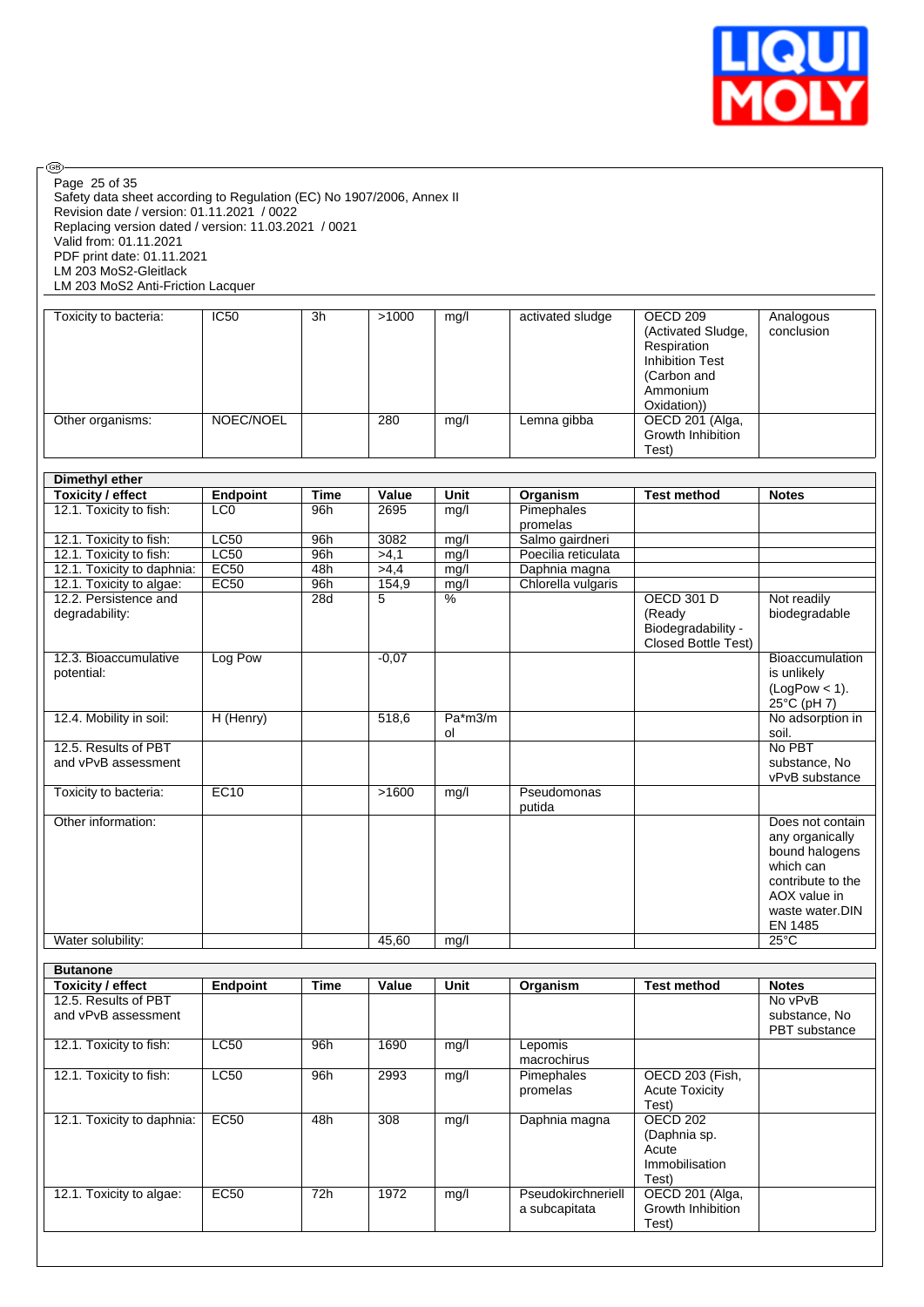| | | | | | | | |
|---|---|---|---|---|---|---|---|
| Toxicity to bacteria: | IC50 | 3h | >1000 | mg/l | activated sludge | OECD 209 (Activated Sludge, Respiration Inhibition Test (Carbon and Ammonium Oxidation)) | Analogous conclusion |
| Other organisms: | NOEC/NOEL | | 280 | mg/l | Lemna gibba | OECD 201 (Alga, Growth Inhibition Test) | |

| Dimethyl ether | | | | | | | |
|---|---|---|---|---|---|---|---|
| **Toxicity / effect** | **Endpoint** | **Time** | **Value** | **Unit** | **Organism** | **Test method** | **Notes** |
| 12.1. Toxicity to fish: | LC0 | 96h | 2695 | mg/l | Pimephales promelas | | |
| 12.1. Toxicity to fish: | LC50 | 96h | 3082 | mg/l | Salmo gairdneri | | |
| 12.1. Toxicity to fish: | LC50 | 96h | >4,1 | mg/l | Poecilia reticulata | | |
| 12.1. Toxicity to daphnia: | EC50 | 48h | >4,4 | mg/l | Daphnia magna | | |
| 12.1. Toxicity to algae: | EC50 | 96h | 154,9 | mg/l | Chlorella vulgaris | | |
| 12.2. Persistence and degradability: | | 28d | 5 | % | | OECD 301 D (Ready Biodegradability - Closed Bottle Test) | Not readily biodegradable |
| 12.3. Bioaccumulative potential: | Log Pow | | -0,07 | | | | Bioaccumulation is unlikely (LogPow < 1). 25°C (pH 7) |
| 12.4. Mobility in soil: | H (Henry) | | 518,6 | Pa*m3/mol | | | No adsorption in soil. |
| 12.5. Results of PBT and vPvB assessment | | | | | | | No PBT substance, No vPvB substance |
| Toxicity to bacteria: | EC10 | | >1600 | mg/l | Pseudomonas putida | | |
| Other information: | | | | | | | Does not contain any organically bound halogens which can contribute to the AOX value in waste water.DIN EN 1485 |
| Water solubility: | | | 45,60 | mg/l | | | 25°C |

| Butanone | | | | | | | |
|---|---|---|---|---|---|---|---|
| **Toxicity / effect** | **Endpoint** | **Time** | **Value** | **Unit** | **Organism** | **Test method** | **Notes** |
| 12.5. Results of PBT and vPvB assessment | | | | | | | No vPvB substance, No PBT substance |
| 12.1. Toxicity to fish: | LC50 | 96h | 1690 | mg/l | Lepomis macrochirus | | |
| 12.1. Toxicity to fish: | LC50 | 96h | 2993 | mg/l | Pimephales promelas | OECD 203 (Fish, Acute Toxicity Test) | |
| 12.1. Toxicity to daphnia: | EC50 | 48h | 308 | mg/l | Daphnia magna | OECD 202 (Daphnia sp. Acute Immobilisation Test) | |
| 12.1. Toxicity to algae: | EC50 | 72h | 1972 | mg/l | Pseudokirchneriella subcapitata | OECD 201 (Alga, Growth Inhibition Test) | |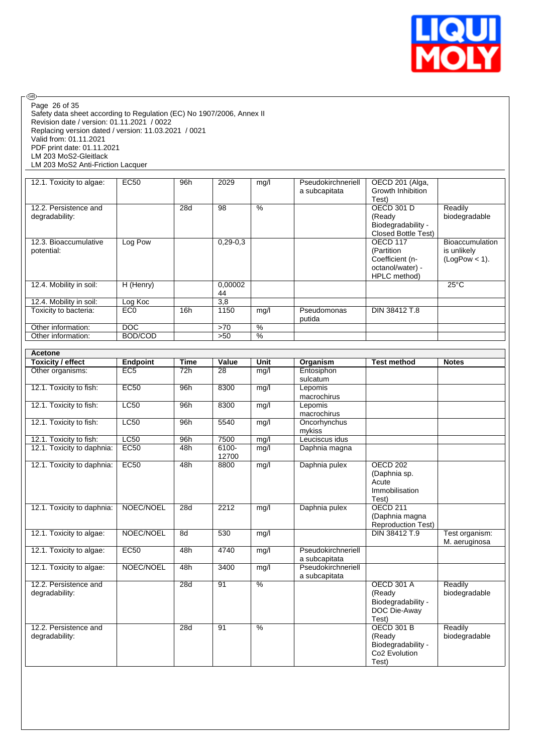Safety data sheet according to Regulation (EC) No 1907/2006, Annex II
Revision date / version: 01.11.2021 / 0022
Replacing version dated / version: 11.03.2021 / 0021
Valid from: 01.11.2021
PDF print date: 01.11.2021
LM 203 MoS2-Gleitlack
LM 203 MoS2 Anti-Friction Lacquer

| | | | | | | | |
|---|---|---|---|---|---|---|---|
| 12.1. Toxicity to algae: | EC50 | 96h | 2029 | mg/l | Pseudokirchneriella subcapitata | OECD 201 (Alga, Growth Inhibition Test) | |
| 12.2. Persistence and degradability: | | 28d | 98 | % | | OECD 301 D (Ready Biodegradability - Closed Bottle Test) | Readily biodegradable |
| 12.3. Bioaccumulative potential: | Log Pow | | 0,29-0,3 | | | OECD 117 (Partition Coefficient (n-octanol/water) - HPLC method) | Bioaccumulation is unlikely (LogPow < 1). |
| 12.4. Mobility in soil: | H (Henry) | | 0,0000244 | | | | 25°C |
| 12.4. Mobility in soil: | Log Koc | | 3,8 | | | | |
| Toxicity to bacteria: | EC0 | 16h | 1150 | mg/l | Pseudomonas putida | DIN 38412 T.8 | |
| Other information: | DOC | | >70 | % | | | |
| Other information: | BOD/COD | | >50 | % | | | |

**Acetone**

| Toxicity / effect | Endpoint | Time | Value | Unit | Organism | Test method | Notes |
|---|---|---|---|---|---|---|---|
| Other organisms: | EC5 | 72h | 28 | mg/l | Entosiphon sulcatum | | |
| 12.1. Toxicity to fish: | EC50 | 96h | 8300 | mg/l | Lepomis macrochirus | | |
| 12.1. Toxicity to fish: | LC50 | 96h | 8300 | mg/l | Lepomis macrochirus | | |
| 12.1. Toxicity to fish: | LC50 | 96h | 5540 | mg/l | Oncorhynchus mykiss | | |
| 12.1. Toxicity to fish: | LC50 | 96h | 7500 | mg/l | Leuciscus idus | | |
| 12.1. Toxicity to daphnia: | EC50 | 48h | 6100-12700 | mg/l | Daphnia magna | | |
| 12.1. Toxicity to daphnia: | EC50 | 48h | 8800 | mg/l | Daphnia pulex | OECD 202 (Daphnia sp. Acute Immobilisation Test) | |
| 12.1. Toxicity to daphnia: | NOEC/NOEL | 28d | 2212 | mg/l | Daphnia pulex | OECD 211 (Daphnia magna Reproduction Test) | |
| 12.1. Toxicity to algae: | NOEC/NOEL | 8d | 530 | mg/l | | DIN 38412 T.9 | Test organism: M. aeruginosa |
| 12.1. Toxicity to algae: | EC50 | 48h | 4740 | mg/l | Pseudokirchneriella subcapitata | | |
| 12.1. Toxicity to algae: | NOEC/NOEL | 48h | 3400 | mg/l | Pseudokirchneriella subcapitata | | |
| 12.2. Persistence and degradability: | | 28d | 91 | % | | OECD 301 A (Ready Biodegradability - DOC Die-Away Test) | Readily biodegradable |
| 12.2. Persistence and degradability: | | 28d | 91 | % | | OECD 301 B (Ready Biodegradability - Co2 Evolution Test) | Readily biodegradable |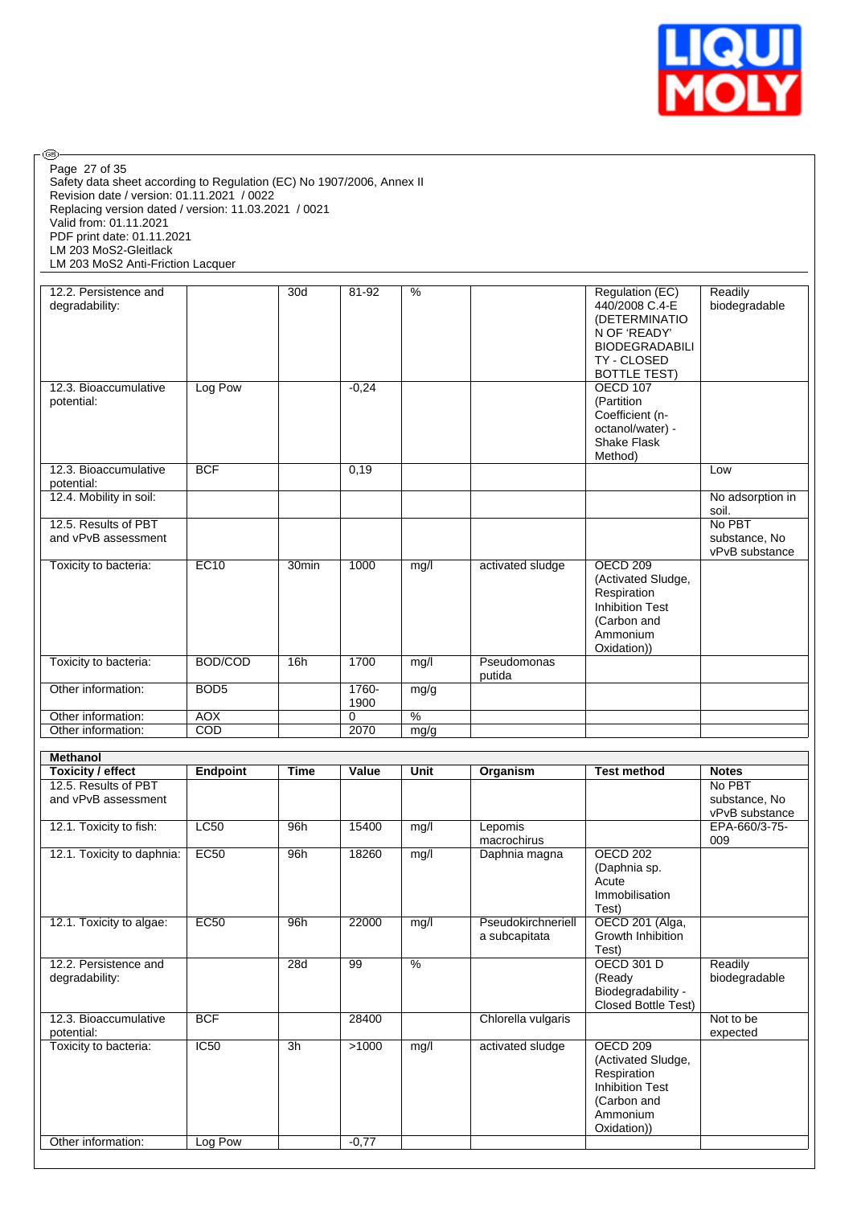| | | | | | | | |
|---|---|---|---|---|---|---|---|
| 12.2. Persistence and degradability: | | 30d | 81-92 | % | | Regulation (EC) 440/2008 C.4-E (DETERMINATION OF 'READY' BIODEGRADABILITY - CLOSED BOTTLE TEST) | Readily biodegradable |
| 12.3. Bioaccumulative potential: | Log Pow | | -0,24 | | | OECD 107 (Partition Coefficient (n-octanol/water) - Shake Flask Method) | |
| 12.3. Bioaccumulative potential: | BCF | | 0,19 | | | | Low |
| 12.4. Mobility in soil: | | | | | | | No adsorption in soil. |
| 12.5. Results of PBT and vPvB assessment | | | | | | | No PBT substance, No vPvB substance |
| Toxicity to bacteria: | EC10 | 30min | 1000 | mg/l | activated sludge | OECD 209 (Activated Sludge, Respiration Inhibition Test (Carbon and Ammonium Oxidation)) | |
| Toxicity to bacteria: | BOD/COD | 16h | 1700 | mg/l | Pseudomonas putida | | |
| Other information: | BOD5 | | 1760-1900 | mg/g | | | |
| Other information: | AOX | | 0 | % | | | |
| Other information: | COD | | 2070 | mg/g | | | |

**Methanol**

| Toxicity / effect | Endpoint | Time | Value | Unit | Organism | Test method | Notes |
|---|---|---|---|---|---|---|---|
| 12.5. Results of PBT and vPvB assessment | | | | | | | No PBT substance, No vPvB substance |
| 12.1. Toxicity to fish: | LC50 | 96h | 15400 | mg/l | Lepomis macrochirus | | EPA-660/3-75-009 |
| 12.1. Toxicity to daphnia: | EC50 | 96h | 18260 | mg/l | Daphnia magna | OECD 202 (Daphnia sp. Acute Immobilisation Test) | |
| 12.1. Toxicity to algae: | EC50 | 96h | 22000 | mg/l | Pseudokirchneriella subcapitata | OECD 201 (Alga, Growth Inhibition Test) | |
| 12.2. Persistence and degradability: | | 28d | 99 | % | | OECD 301 D (Ready Biodegradability - Closed Bottle Test) | Readily biodegradable |
| 12.3. Bioaccumulative potential: | BCF | | 28400 | | Chlorella vulgaris | | Not to be expected |
| Toxicity to bacteria: | IC50 | 3h | >1000 | mg/l | activated sludge | OECD 209 (Activated Sludge, Respiration Inhibition Test (Carbon and Ammonium Oxidation)) | |
| Other information: | Log Pow | | -0,77 | | | | |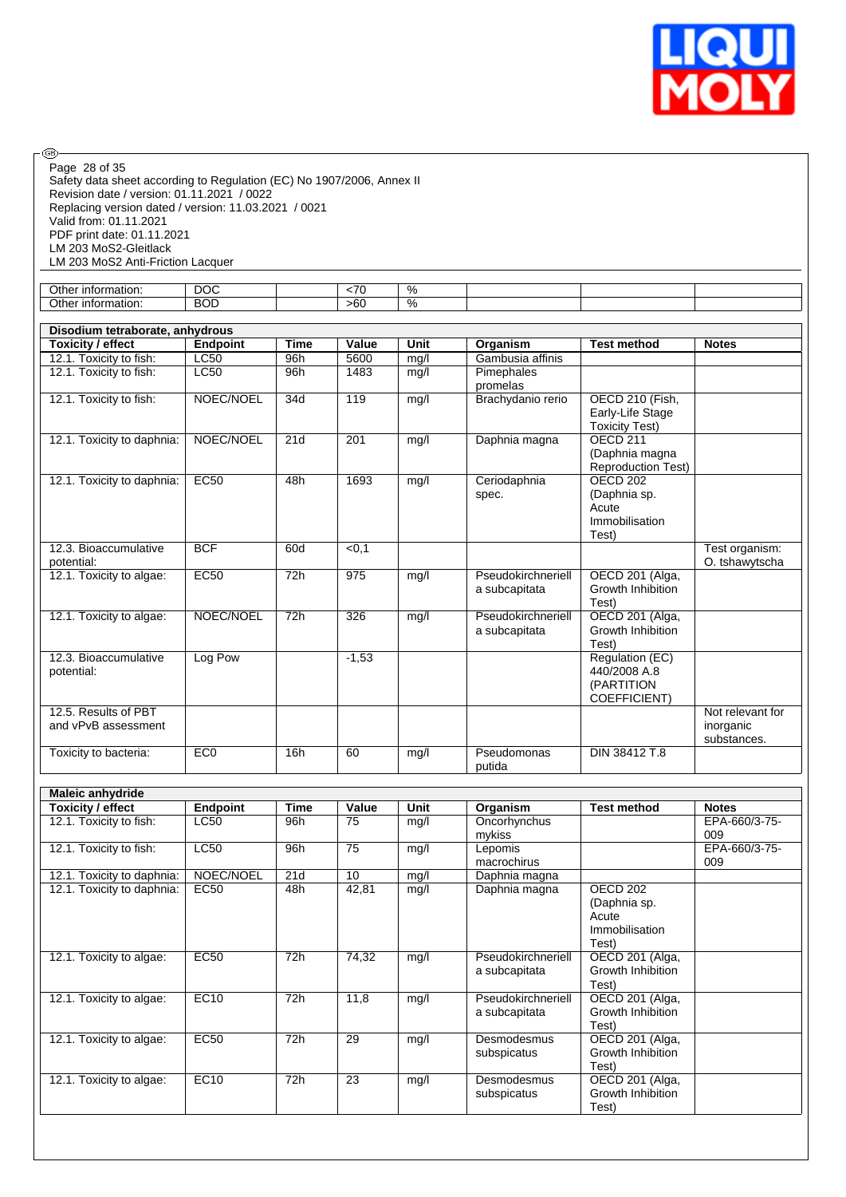| | | | | | | | |
|---|---|---|---|---|---|---|---|
| Other information: | DOC | | <70 | % | | | |
| Other information: | BOD | | >60 | % | | | |

**Disodium tetraborate, anhydrous**

| Toxicity / effect | Endpoint | Time | Value | Unit | Organism | Test method | Notes |
|---|---|---|---|---|---|---|---|
| 12.1. Toxicity to fish: | LC50 | 96h | 5600 | mg/l | Gambusia affinis | | |
| 12.1. Toxicity to fish: | LC50 | 96h | 1483 | mg/l | Pimephales promelas | | |
| 12.1. Toxicity to fish: | NOEC/NOEL | 34d | 119 | mg/l | Brachydanio rerio | OECD 210 (Fish, Early-Life Stage Toxicity Test) | |
| 12.1. Toxicity to daphnia: | NOEC/NOEL | 21d | 201 | mg/l | Daphnia magna | OECD 211 (Daphnia magna Reproduction Test) | |
| 12.1. Toxicity to daphnia: | EC50 | 48h | 1693 | mg/l | Ceriodaphnia spec. | OECD 202 (Daphnia sp. Acute Immobilisation Test) | |
| 12.3. Bioaccumulative potential: | BCF | 60d | <0,1 | | | | Test organism: O. tshawytscha |
| 12.1. Toxicity to algae: | EC50 | 72h | 975 | mg/l | Pseudokirchneriella subcapitata | OECD 201 (Alga, Growth Inhibition Test) | |
| 12.1. Toxicity to algae: | NOEC/NOEL | 72h | 326 | mg/l | Pseudokirchneriella subcapitata | OECD 201 (Alga, Growth Inhibition Test) | |
| 12.3. Bioaccumulative potential: | Log Pow | | -1,53 | | | Regulation (EC) 440/2008 A.8 (PARTITION COEFFICIENT) | |
| 12.5. Results of PBT and vPvB assessment | | | | | | | Not relevant for inorganic substances. |
| Toxicity to bacteria: | EC0 | 16h | 60 | mg/l | Pseudomonas putida | DIN 38412 T.8 | |

**Maleic anhydride**

| Toxicity / effect | Endpoint | Time | Value | Unit | Organism | Test method | Notes |
|---|---|---|---|---|---|---|---|
| 12.1. Toxicity to fish: | LC50 | 96h | 75 | mg/l | Oncorhynchus mykiss | | EPA-660/3-75-009 |
| 12.1. Toxicity to fish: | LC50 | 96h | 75 | mg/l | Lepomis macrochirus | | EPA-660/3-75-009 |
| 12.1. Toxicity to daphnia: | NOEC/NOEL | 21d | 10 | mg/l | Daphnia magna | | |
| 12.1. Toxicity to daphnia: | EC50 | 48h | 42,81 | mg/l | Daphnia magna | OECD 202 (Daphnia sp. Acute Immobilisation Test) | |
| 12.1. Toxicity to algae: | EC50 | 72h | 74,32 | mg/l | Pseudokirchneriella subcapitata | OECD 201 (Alga, Growth Inhibition Test) | |
| 12.1. Toxicity to algae: | EC10 | 72h | 11,8 | mg/l | Pseudokirchneriella subcapitata | OECD 201 (Alga, Growth Inhibition Test) | |
| 12.1. Toxicity to algae: | EC50 | 72h | 29 | mg/l | Desmodesmus subspicatus | OECD 201 (Alga, Growth Inhibition Test) | |
| 12.1. Toxicity to algae: | EC10 | 72h | 23 | mg/l | Desmodesmus subspicatus | OECD 201 (Alga, Growth Inhibition Test) | |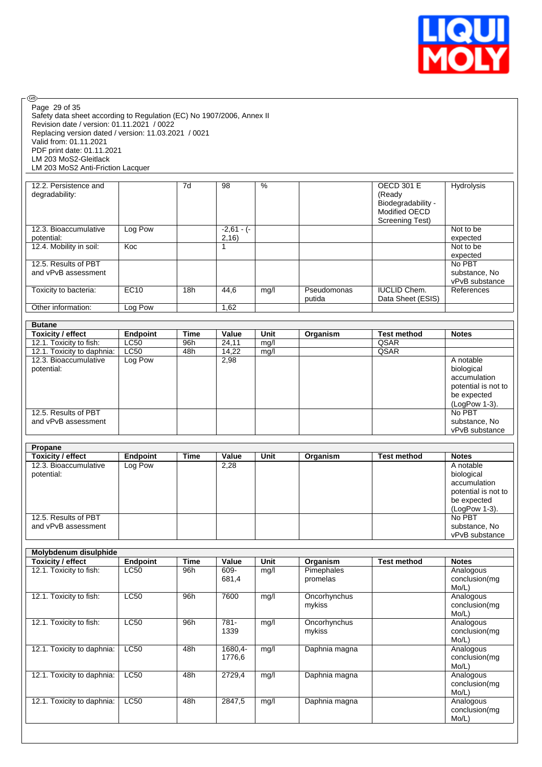| | | | | | | | |
|---|---|---|---|---|---|---|---|
| 12.2. Persistence and degradability: | | 7d | 98 | % | | OECD 301 E (Ready Biodegradability - Modified OECD Screening Test) | Hydrolysis |
| 12.3. Bioaccumulative potential: | Log Pow | | -2,61 - (-2,16) | | | | Not to be expected |
| 12.4. Mobility in soil: | Koc | | 1 | | | | Not to be expected |
| 12.5. Results of PBT and vPvB assessment | | | | | | | No PBT substance, No vPvB substance |
| Toxicity to bacteria: | EC10 | 18h | 44,6 | mg/l | Pseudomonas putida | IUCLID Chem. Data Sheet (ESIS) | References |
| Other information: | Log Pow | | 1,62 | | | | |

**Butane**

| Toxicity / effect | Endpoint | Time | Value | Unit | Organism | Test method | Notes |
|---|---|---|---|---|---|---|---|
| 12.1. Toxicity to fish: | LC50 | 96h | 24,11 | mg/l | | QSAR | |
| 12.1. Toxicity to daphnia: | LC50 | 48h | 14,22 | mg/l | | QSAR | |
| 12.3. Bioaccumulative potential: | Log Pow | | 2,98 | | | | A notable biological accumulation potential is not to be expected (LogPow 1-3). |
| 12.5. Results of PBT and vPvB assessment | | | | | | | No PBT substance, No vPvB substance |

**Propane**

| Toxicity / effect | Endpoint | Time | Value | Unit | Organism | Test method | Notes |
|---|---|---|---|---|---|---|---|
| 12.3. Bioaccumulative potential: | Log Pow | | 2,28 | | | | A notable biological accumulation potential is not to be expected (LogPow 1-3). |
| 12.5. Results of PBT and vPvB assessment | | | | | | | No PBT substance, No vPvB substance |

**Molybdenum disulphide**

| Toxicity / effect | Endpoint | Time | Value | Unit | Organism | Test method | Notes |
|---|---|---|---|---|---|---|---|
| 12.1. Toxicity to fish: | LC50 | 96h | 609-681,4 | mg/l | Pimephales promelas | | Analogous conclusion(mg Mo/L) |
| 12.1. Toxicity to fish: | LC50 | 96h | 7600 | mg/l | Oncorhynchus mykiss | | Analogous conclusion(mg Mo/L) |
| 12.1. Toxicity to fish: | LC50 | 96h | 781-1339 | mg/l | Oncorhynchus mykiss | | Analogous conclusion(mg Mo/L) |
| 12.1. Toxicity to daphnia: | LC50 | 48h | 1680,4-1776,6 | mg/l | Daphnia magna | | Analogous conclusion(mg Mo/L) |
| 12.1. Toxicity to daphnia: | LC50 | 48h | 2729,4 | mg/l | Daphnia magna | | Analogous conclusion(mg Mo/L) |
| 12.1. Toxicity to daphnia: | LC50 | 48h | 2847,5 | mg/l | Daphnia magna | | Analogous conclusion(mg Mo/L) |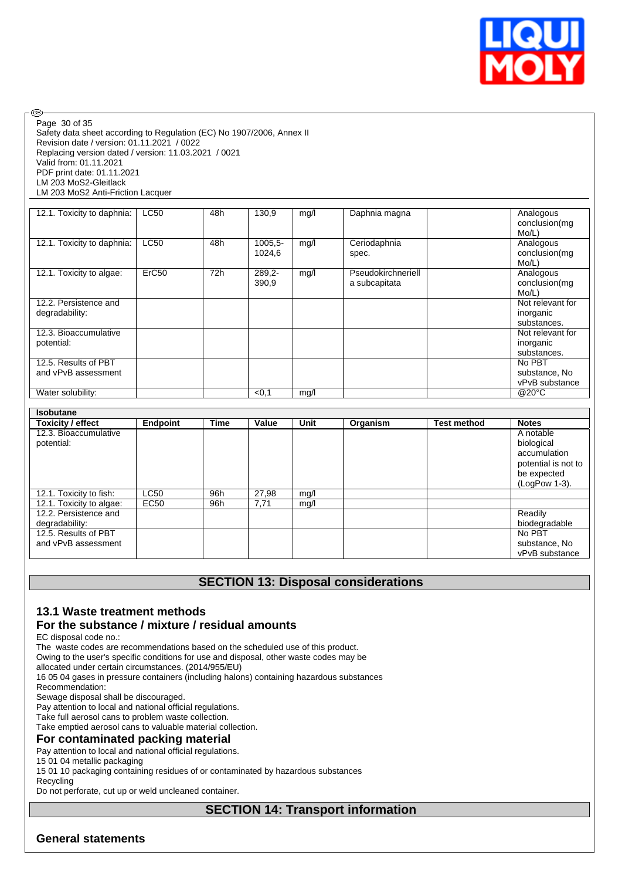| | | | | | | | |
|---|---|---|---|---|---|---|---|
| 12.1. Toxicity to daphnia: | LC50 | 48h | 130,9 | mg/l | Daphnia magna | | Analogous conclusion(mg Mo/L) |
| 12.1. Toxicity to daphnia: | LC50 | 48h | 1005,5-1024,6 | mg/l | Ceriodaphnia spec. | | Analogous conclusion(mg Mo/L) |
| 12.1. Toxicity to algae: | ErC50 | 72h | 289,2-390,9 | mg/l | Pseudokirchneriella subcapitata | | Analogous conclusion(mg Mo/L) |
| 12.2. Persistence and degradability: | | | | | | | Not relevant for inorganic substances. |
| 12.3. Bioaccumulative potential: | | | | | | | Not relevant for inorganic substances. |
| 12.5. Results of PBT and vPvB assessment | | | | | | | No PBT substance, No vPvB substance |
| Water solubility: | | | <0,1 | mg/l | | | @20°C |

| Isobutane | | | | | | | |
|---|---|---|---|---|---|---|---|
| **Toxicity / effect** | **Endpoint** | **Time** | **Value** | **Unit** | **Organism** | **Test method** | **Notes** |
| 12.3. Bioaccumulative potential: | | | | | | | A notable biological accumulation potential is not to be expected (LogPow 1-3). |
| 12.1. Toxicity to fish: | LC50 | 96h | 27,98 | mg/l | | | |
| 12.1. Toxicity to algae: | EC50 | 96h | 7,71 | mg/l | | | |
| 12.2. Persistence and degradability: | | | | | | | Readily biodegradable |
| 12.5. Results of PBT and vPvB assessment | | | | | | | No PBT substance, No vPvB substance |

## SECTION 13: Disposal considerations

### 13.1 Waste treatment methods

### For the substance / mixture / residual amounts

EC disposal code no.:
The waste codes are recommendations based on the scheduled use of this product.
Owing to the user's specific conditions for use and disposal, other waste codes may be allocated under certain circumstances. (2014/955/EU)
16 05 04 gases in pressure containers (including halons) containing hazardous substances
Recommendation:
Sewage disposal shall be discouraged.
Pay attention to local and national official regulations.
Take full aerosol cans to problem waste collection.
Take emptied aerosol cans to valuable material collection.

### For contaminated packing material

Pay attention to local and national official regulations.
15 01 04 metallic packaging
15 01 10 packaging containing residues of or contaminated by hazardous substances
Recycling
Do not perforate, cut up or weld uncleaned container.

## SECTION 14: Transport information

### General statements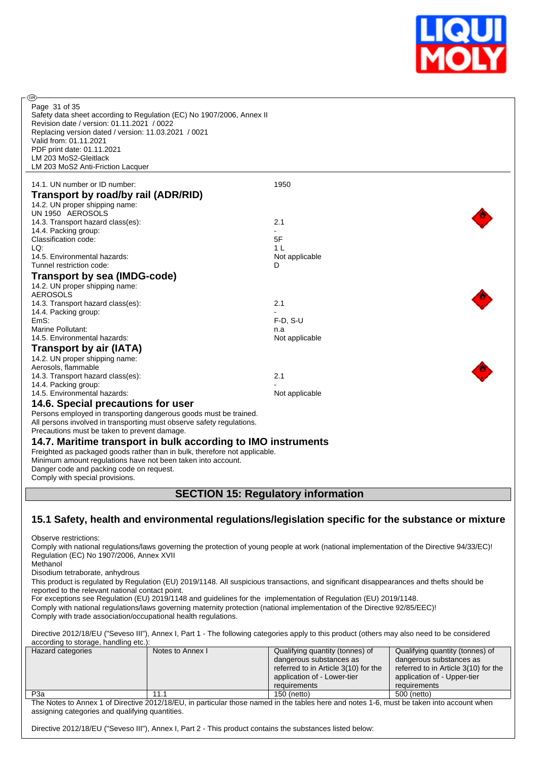Safety data sheet according to Regulation (EC) No 1907/2006, Annex II
Revision date / version: 01.11.2021 / 0022
Replacing version dated / version: 11.03.2021 / 0021
Valid from: 01.11.2021
PDF print date: 01.11.2021
LM 203 MoS2-Gleitlack
LM 203 MoS2 Anti-Friction Lacquer

14.1. UN number or ID number: 1950

### Transport by road/by rail (ADR/RID)

14.2. UN proper shipping name:
UN 1950 AEROSOLS
14.3. Transport hazard class(es): 2.1
14.4. Packing group: -
Classification code: 5F
LQ: 1 L
14.5. Environmental hazards: Not applicable
Tunnel restriction code: D

### Transport by sea (IMDG-code)

14.2. UN proper shipping name:
AEROSOLS
14.3. Transport hazard class(es): 2.1
14.4. Packing group: -
EmS: F-D, S-U
Marine Pollutant: n.a
14.5. Environmental hazards: Not applicable

### Transport by air (IATA)

14.2. UN proper shipping name:
Aerosols, flammable
14.3. Transport hazard class(es): 2.1
14.4. Packing group: -
14.5. Environmental hazards: Not applicable

### 14.6. Special precautions for user

Persons employed in transporting dangerous goods must be trained.
All persons involved in transporting must observe safety regulations.
Precautions must be taken to prevent damage.

### 14.7. Maritime transport in bulk according to IMO instruments

Freighted as packaged goods rather than in bulk, therefore not applicable.
Minimum amount regulations have not been taken into account.
Danger code and packing code on request.
Comply with special provisions.

## SECTION 15: Regulatory information

### 15.1 Safety, health and environmental regulations/legislation specific for the substance or mixture

Observe restrictions:
Comply with national regulations/laws governing the protection of young people at work (national implementation of the Directive 94/33/EC)!
Regulation (EC) No 1907/2006, Annex XVII
Methanol
Disodium tetraborate, anhydrous
This product is regulated by Regulation (EU) 2019/1148. All suspicious transactions, and significant disappearances and thefts should be reported to the relevant national contact point.
For exceptions see Regulation (EU) 2019/1148 and guidelines for the implementation of Regulation (EU) 2019/1148.
Comply with national regulations/laws governing maternity protection (national implementation of the Directive 92/85/EEC)!
Comply with trade association/occupational health regulations.

Directive 2012/18/EU ("Seveso III"), Annex I, Part 1 - The following categories apply to this product (others may also need to be considered according to storage, handling etc.):

| Hazard categories | Notes to Annex I | Qualifying quantity (tonnes) of dangerous substances as referred to in Article 3(10) for the application of - Lower-tier requirements | Qualifying quantity (tonnes) of dangerous substances as referred to in Article 3(10) for the application of - Upper-tier requirements |
|---|---|---|---|
| P3a | 11.1 | 150 (netto) | 500 (netto) |

The Notes to Annex 1 of Directive 2012/18/EU, in particular those named in the tables here and notes 1-6, must be taken into account when assigning categories and qualifying quantities.

Directive 2012/18/EU ("Seveso III"), Annex I, Part 2 - This product contains the substances listed below: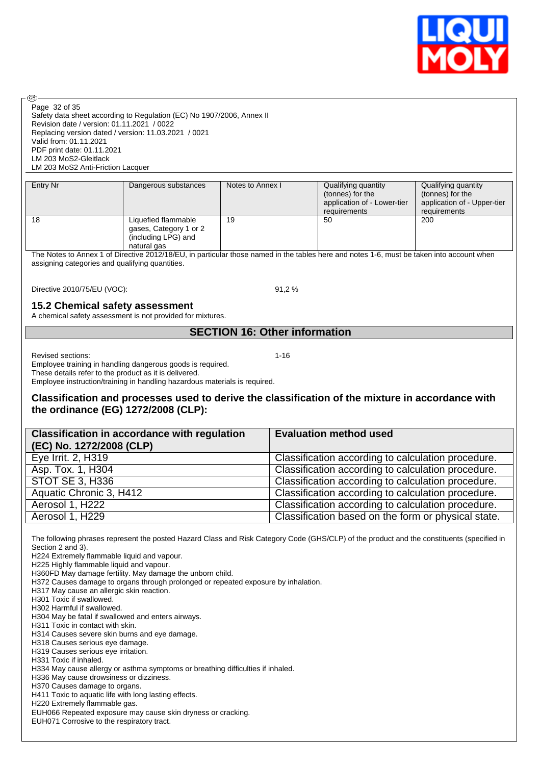| Entry Nr | Dangerous substances | Notes to Annex I | Qualifying quantity (tonnes) for the application of - Lower-tier requirements | Qualifying quantity (tonnes) for the application of - Upper-tier requirements |
|---|---|---|---|---|
| 18 | Liquefied flammable gases, Category 1 or 2 (including LPG) and natural gas | 19 | 50 | 200 |

The Notes to Annex 1 of Directive 2012/18/EU, in particular those named in the tables here and notes 1-6, must be taken into account when assigning categories and qualifying quantities.

Directive 2010/75/EU (VOC): 91,2 %

### 15.2 Chemical safety assessment

A chemical safety assessment is not provided for mixtures.

## SECTION 16: Other information

Revised sections: 1-16

Employee training in handling dangerous goods is required.
These details refer to the product as it is delivered.
Employee instruction/training in handling hazardous materials is required.

### Classification and processes used to derive the classification of the mixture in accordance with the ordinance (EG) 1272/2008 (CLP):

| Classification in accordance with regulation (EC) No. 1272/2008 (CLP) | Evaluation method used |
|---|---|
| Eye Irrit. 2, H319 | Classification according to calculation procedure. |
| Asp. Tox. 1, H304 | Classification according to calculation procedure. |
| STOT SE 3, H336 | Classification according to calculation procedure. |
| Aquatic Chronic 3, H412 | Classification according to calculation procedure. |
| Aerosol 1, H222 | Classification according to calculation procedure. |
| Aerosol 1, H229 | Classification based on the form or physical state. |

The following phrases represent the posted Hazard Class and Risk Category Code (GHS/CLP) of the product and the constituents (specified in Section 2 and 3).

H224 Extremely flammable liquid and vapour.
H225 Highly flammable liquid and vapour.
H360FD May damage fertility. May damage the unborn child.
H372 Causes damage to organs through prolonged or repeated exposure by inhalation.
H317 May cause an allergic skin reaction.
H301 Toxic if swallowed.
H302 Harmful if swallowed.
H304 May be fatal if swallowed and enters airways.
H311 Toxic in contact with skin.
H314 Causes severe skin burns and eye damage.
H318 Causes serious eye damage.
H319 Causes serious eye irritation.
H331 Toxic if inhaled.
H334 May cause allergy or asthma symptoms or breathing difficulties if inhaled.
H336 May cause drowsiness or dizziness.
H370 Causes damage to organs.
H411 Toxic to aquatic life with long lasting effects.
H220 Extremely flammable gas.
EUH066 Repeated exposure may cause skin dryness or cracking.
EUH071 Corrosive to the respiratory tract.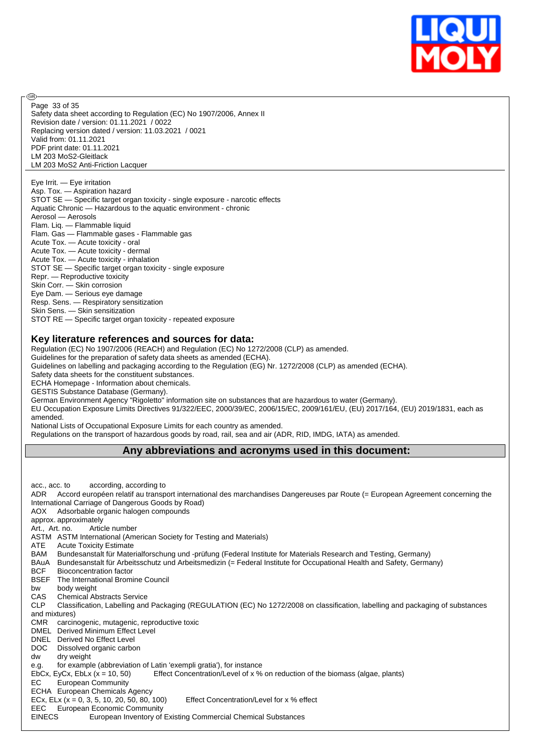Eye Irrit. — Eye irritation
Asp. Tox. — Aspiration hazard
STOT SE — Specific target organ toxicity - single exposure - narcotic effects
Aquatic Chronic — Hazardous to the aquatic environment - chronic
Aerosol — Aerosols
Flam. Liq. — Flammable liquid
Flam. Gas — Flammable gases - Flammable gas
Acute Tox. — Acute toxicity - oral
Acute Tox. — Acute toxicity - dermal
Acute Tox. — Acute toxicity - inhalation
STOT SE — Specific target organ toxicity - single exposure
Repr. — Reproductive toxicity
Skin Corr. — Skin corrosion
Eye Dam. — Serious eye damage
Resp. Sens. — Respiratory sensitization
Skin Sens. — Skin sensitization
STOT RE — Specific target organ toxicity - repeated exposure

## Key literature references and sources for data:

Regulation (EC) No 1907/2006 (REACH) and Regulation (EC) No 1272/2008 (CLP) as amended.
Guidelines for the preparation of safety data sheets as amended (ECHA).
Guidelines on labelling and packaging according to the Regulation (EG) Nr. 1272/2008 (CLP) as amended (ECHA).
Safety data sheets for the constituent substances.
ECHA Homepage - Information about chemicals.
GESTIS Substance Database (Germany).
German Environment Agency "Rigoletto" information site on substances that are hazardous to water (Germany).
EU Occupation Exposure Limits Directives 91/322/EEC, 2000/39/EC, 2006/15/EC, 2009/161/EU, (EU) 2017/164, (EU) 2019/1831, each as amended.
National Lists of Occupational Exposure Limits for each country as amended.
Regulations on the transport of hazardous goods by road, rail, sea and air (ADR, RID, IMDG, IATA) as amended.

## Any abbreviations and acronyms used in this document:

acc., acc. to according, according to
ADR Accord européen relatif au transport international des marchandises Dangereuses par Route (= European Agreement concerning the International Carriage of Dangerous Goods by Road)
AOX Adsorbable organic halogen compounds
approx. approximately
Art., Art. no. Article number
ASTM ASTM International (American Society for Testing and Materials)
ATE Acute Toxicity Estimate
BAM Bundesanstalt für Materialforschung und -prüfung (Federal Institute for Materials Research and Testing, Germany)
BAuA Bundesanstalt für Arbeitsschutz und Arbeitsmedizin (= Federal Institute for Occupational Health and Safety, Germany)
BCF Bioconcentration factor
BSEF The International Bromine Council
bw body weight
CAS Chemical Abstracts Service
CLP Classification, Labelling and Packaging (REGULATION (EC) No 1272/2008 on classification, labelling and packaging of substances and mixtures)
CMR carcinogenic, mutagenic, reproductive toxic
DMEL Derived Minimum Effect Level
DNEL Derived No Effect Level
DOC Dissolved organic carbon
dw dry weight
e.g. for example (abbreviation of Latin 'exempli gratia'), for instance
EbCx, EyCx, EbLx (x = 10, 50) Effect Concentration/Level of x % on reduction of the biomass (algae, plants)
EC European Community
ECHA European Chemicals Agency
ECx, ELx (x = 0, 3, 5, 10, 20, 50, 80, 100) Effect Concentration/Level for x % effect
EEC European Economic Community
EINECS European Inventory of Existing Commercial Chemical Substances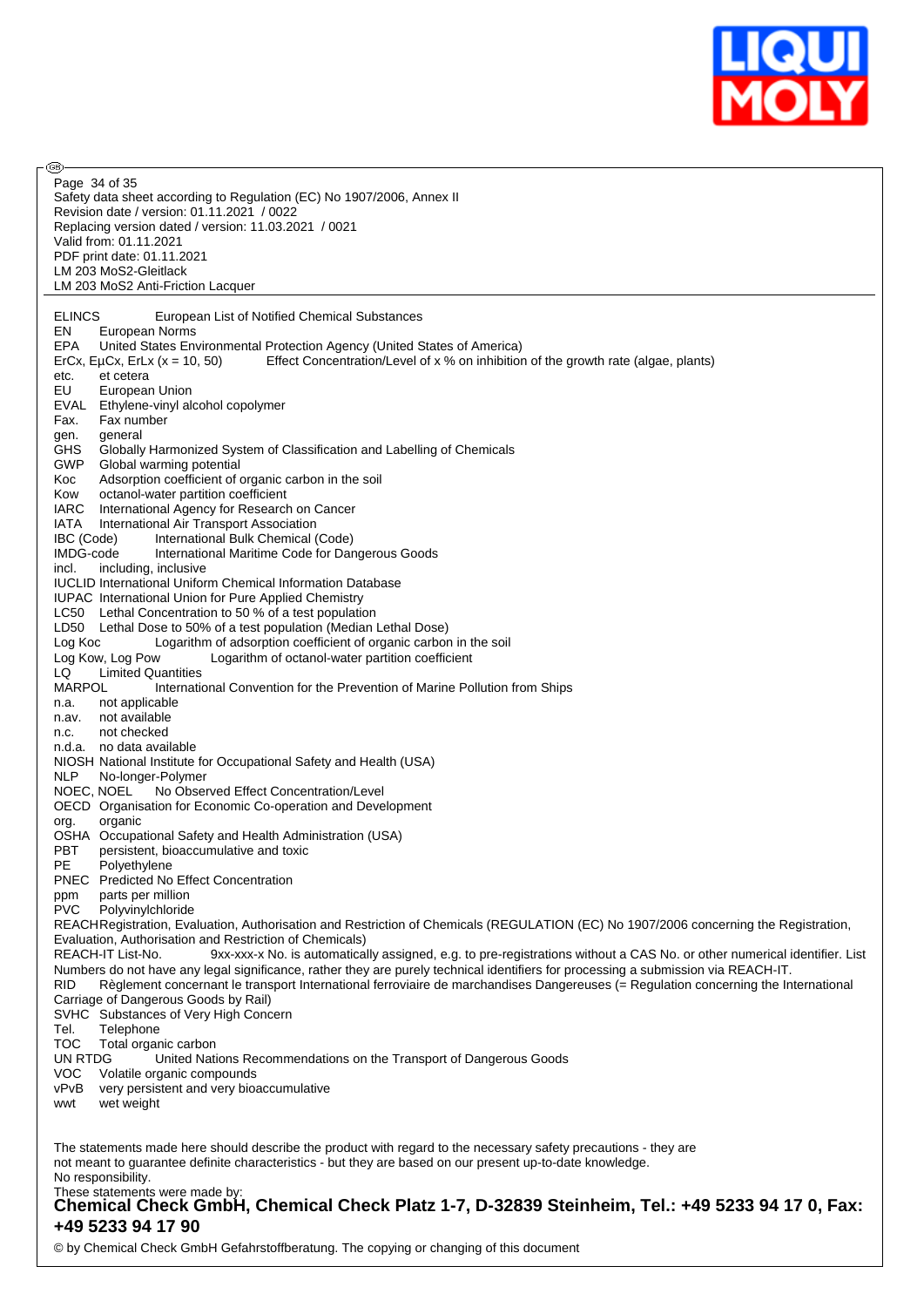ELINCS European List of Notified Chemical Substances
EN European Norms
EPA United States Environmental Protection Agency (United States of America)
ErCx, EμCx, ErLx (x = 10, 50) Effect Concentration/Level of x % on inhibition of the growth rate (algae, plants)
etc. et cetera
EU European Union
EVAL Ethylene-vinyl alcohol copolymer
Fax. Fax number
gen. general
GHS Globally Harmonized System of Classification and Labelling of Chemicals
GWP Global warming potential
Koc Adsorption coefficient of organic carbon in the soil
Kow octanol-water partition coefficient
IARC International Agency for Research on Cancer
IATA International Air Transport Association
IBC (Code) International Bulk Chemical (Code)
IMDG-code International Maritime Code for Dangerous Goods
incl. including, inclusive
IUCLID International Uniform Chemical Information Database
IUPAC International Union for Pure Applied Chemistry
LC50 Lethal Concentration to 50 % of a test population
LD50 Lethal Dose to 50% of a test population (Median Lethal Dose)
Log Koc Logarithm of adsorption coefficient of organic carbon in the soil
Log Kow, Log Pow Logarithm of octanol-water partition coefficient
LQ Limited Quantities
MARPOL International Convention for the Prevention of Marine Pollution from Ships
n.a. not applicable
n.av. not available
n.c. not checked
n.d.a. no data available
NIOSH National Institute for Occupational Safety and Health (USA)
NLP No-longer-Polymer
NOEC, NOEL No Observed Effect Concentration/Level
OECD Organisation for Economic Co-operation and Development
org. organic
OSHA Occupational Safety and Health Administration (USA)
PBT persistent, bioaccumulative and toxic
PE Polyethylene
PNEC Predicted No Effect Concentration
ppm parts per million
PVC Polyvinylchloride
REACH Registration, Evaluation, Authorisation and Restriction of Chemicals (REGULATION (EC) No 1907/2006 concerning the Registration, Evaluation, Authorisation and Restriction of Chemicals)
REACH-IT List-No. 9xx-xxx-x No. is automatically assigned, e.g. to pre-registrations without a CAS No. or other numerical identifier. List Numbers do not have any legal significance, rather they are purely technical identifiers for processing a submission via REACH-IT.
RID Règlement concernant le transport International ferroviaire de marchandises Dangereuses (= Regulation concerning the International Carriage of Dangerous Goods by Rail)
SVHC Substances of Very High Concern
Tel. Telephone
TOC Total organic carbon
UN RTDG United Nations Recommendations on the Transport of Dangerous Goods
VOC Volatile organic compounds
vPvB very persistent and very bioaccumulative
wwt wet weight

The statements made here should describe the product with regard to the necessary safety precautions - they are not meant to guarantee definite characteristics - but they are based on our present up-to-date knowledge.
No responsibility.
These statements were made by:

**Chemical Check GmbH, Chemical Check Platz 1-7, D-32839 Steinheim, Tel.: +49 5233 94 17 0, Fax: +49 5233 94 17 90**

© by Chemical Check GmbH Gefahrstoffberatung. The copying or changing of this document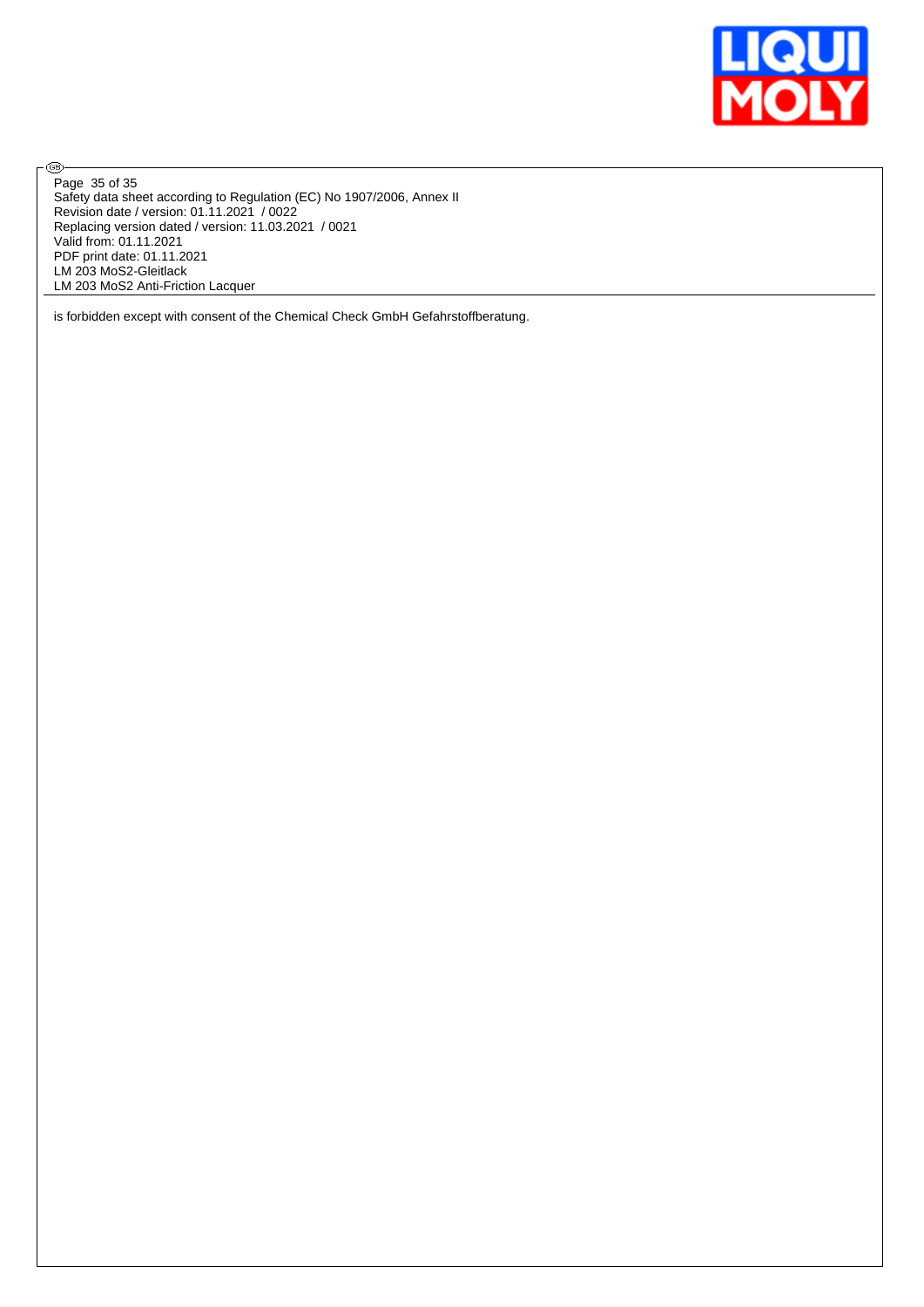is forbidden except with consent of the Chemical Check GmbH Gefahrstoffberatung.